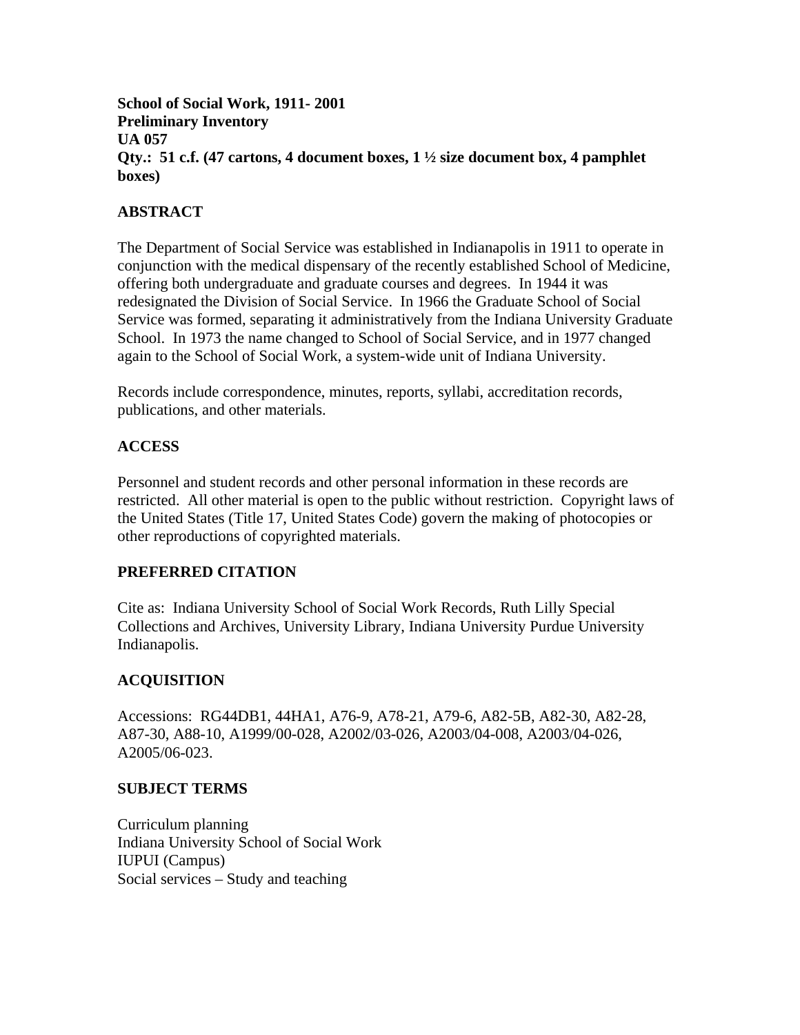**School of Social Work, 1911- 2001**
**Preliminary Inventory**
**UA 057**
**Qty.: 51 c.f. (47 cartons, 4 document boxes, 1 ½ size document box, 4 pamphlet boxes)**

## ABSTRACT

The Department of Social Service was established in Indianapolis in 1911 to operate in conjunction with the medical dispensary of the recently established School of Medicine, offering both undergraduate and graduate courses and degrees. In 1944 it was redesignated the Division of Social Service. In 1966 the Graduate School of Social Service was formed, separating it administratively from the Indiana University Graduate School. In 1973 the name changed to School of Social Service, and in 1977 changed again to the School of Social Work, a system-wide unit of Indiana University.

Records include correspondence, minutes, reports, syllabi, accreditation records, publications, and other materials.

## ACCESS

Personnel and student records and other personal information in these records are restricted. All other material is open to the public without restriction. Copyright laws of the United States (Title 17, United States Code) govern the making of photocopies or other reproductions of copyrighted materials.

## PREFERRED CITATION

Cite as: Indiana University School of Social Work Records, Ruth Lilly Special Collections and Archives, University Library, Indiana University Purdue University Indianapolis.

## ACQUISITION

Accessions: RG44DB1, 44HA1, A76-9, A78-21, A79-6, A82-5B, A82-30, A82-28, A87-30, A88-10, A1999/00-028, A2002/03-026, A2003/04-008, A2003/04-026, A2005/06-023.

## SUBJECT TERMS

Curriculum planning
Indiana University School of Social Work
IUPUI (Campus)
Social services – Study and teaching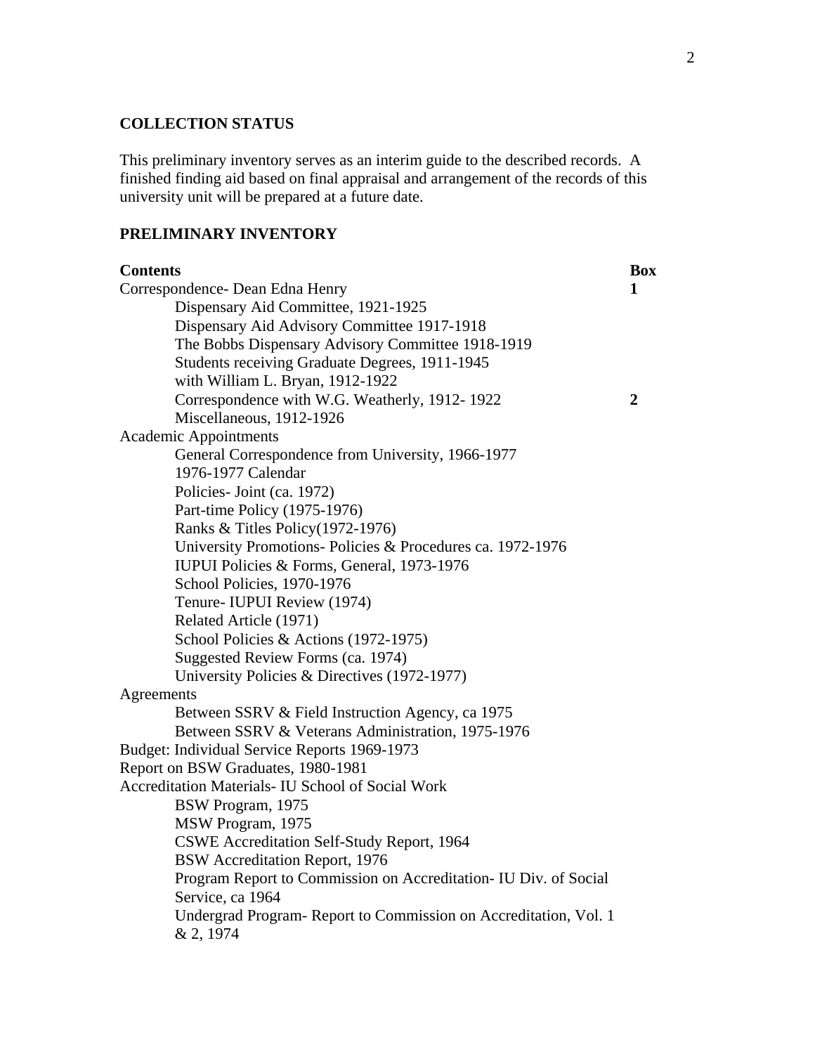## COLLECTION STATUS

This preliminary inventory serves as an interim guide to the described records. A finished finding aid based on final appraisal and arrangement of the records of this university unit will be prepared at a future date.

## PRELIMINARY INVENTORY

| Contents | Box |
| --- | --- |
| Correspondence- Dean Edna Henry | **1** |
| Dispensary Aid Committee, 1921-1925 | |
| Dispensary Aid Advisory Committee 1917-1918 | |
| The Bobbs Dispensary Advisory Committee 1918-1919 | |
| Students receiving Graduate Degrees, 1911-1945 | |
| with William L. Bryan, 1912-1922 | |
| Correspondence with W.G. Weatherly, 1912- 1922 | **2** |
| Miscellaneous, 1912-1926 | |
| Academic Appointments | |
| General Correspondence from University, 1966-1977 | |
| 1976-1977 Calendar | |
| Policies- Joint (ca. 1972) | |
| Part-time Policy (1975-1976) | |
| Ranks & Titles Policy(1972-1976) | |
| University Promotions- Policies & Procedures ca. 1972-1976 | |
| IUPUI Policies & Forms, General, 1973-1976 | |
| School Policies, 1970-1976 | |
| Tenure- IUPUI Review (1974) | |
| Related Article (1971) | |
| School Policies & Actions (1972-1975) | |
| Suggested Review Forms (ca. 1974) | |
| University Policies & Directives (1972-1977) | |
| Agreements | |
| Between SSRV & Field Instruction Agency, ca 1975 | |
| Between SSRV & Veterans Administration, 1975-1976 | |
| Budget: Individual Service Reports 1969-1973 | |
| Report on BSW Graduates, 1980-1981 | |
| Accreditation Materials- IU School of Social Work | |
| BSW Program, 1975 | |
| MSW Program, 1975 | |
| CSWE Accreditation Self-Study Report, 1964 | |
| BSW Accreditation Report, 1976 | |
| Program Report to Commission on Accreditation- IU Div. of Social Service, ca 1964 | |
| Undergrad Program- Report to Commission on Accreditation, Vol. 1 & 2, 1974 | |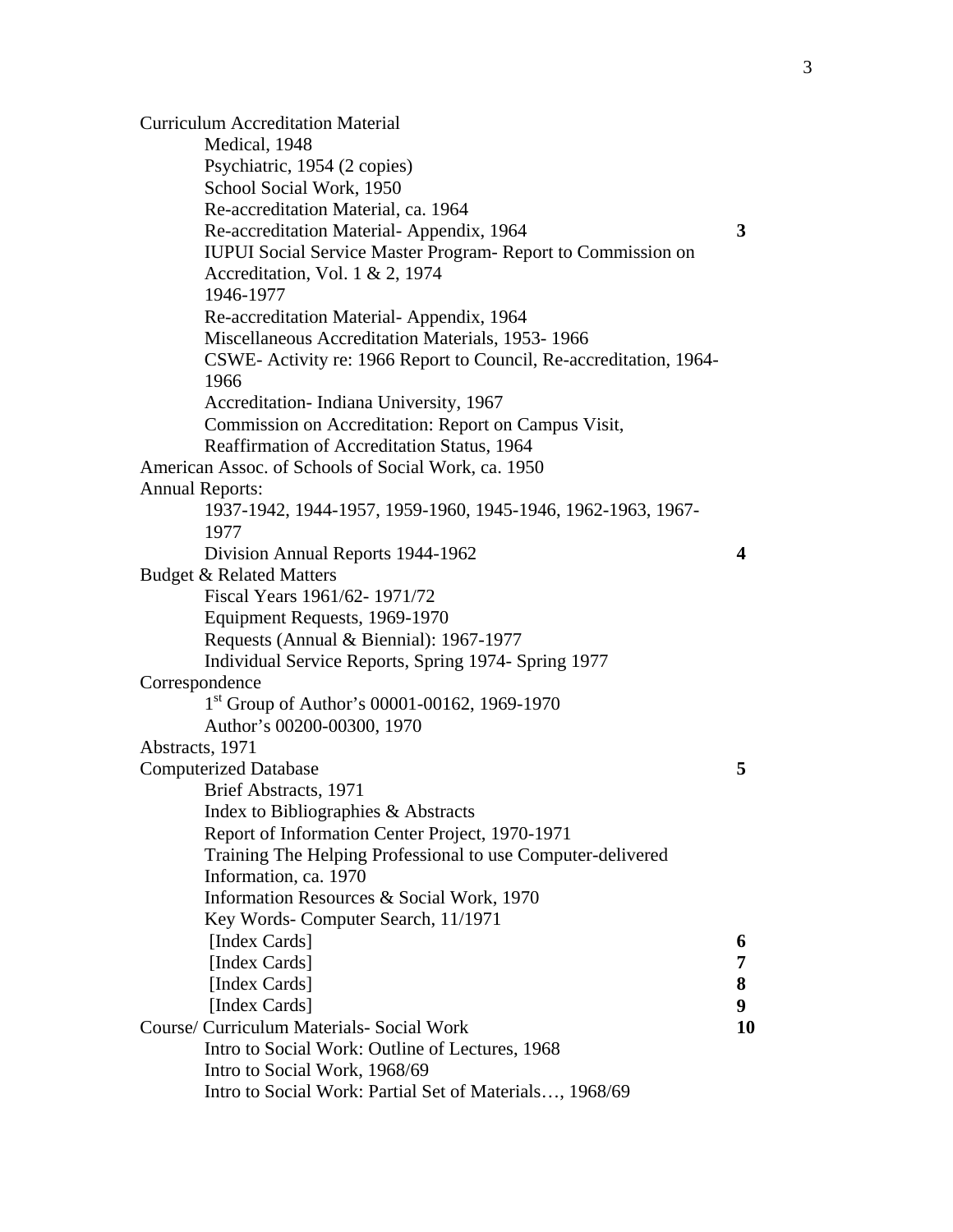Curriculum Accreditation Material

- Medical, 1948
- Psychiatric, 1954 (2 copies)
- School Social Work, 1950
- Re-accreditation Material, ca. 1964
- Re-accreditation Material- Appendix, 1964 **3**
- IUPUI Social Service Master Program- Report to Commission on Accreditation, Vol. 1 & 2, 1974
- 1946-1977
- Re-accreditation Material- Appendix, 1964
- Miscellaneous Accreditation Materials, 1953- 1966
- CSWE- Activity re: 1966 Report to Council, Re-accreditation, 1964-1966
- Accreditation- Indiana University, 1967
- Commission on Accreditation: Report on Campus Visit, Reaffirmation of Accreditation Status, 1964

American Assoc. of Schools of Social Work, ca. 1950

Annual Reports:

- 1937-1942, 1944-1957, 1959-1960, 1945-1946, 1962-1963, 1967-1977
- Division Annual Reports 1944-1962 **4**

Budget & Related Matters

- Fiscal Years 1961/62- 1971/72
- Equipment Requests, 1969-1970
- Requests (Annual & Biennial): 1967-1977
- Individual Service Reports, Spring 1974- Spring 1977

Correspondence

- 1st Group of Author's 00001-00162, 1969-1970
- Author's 00200-00300, 1970

Abstracts, 1971

Computerized Database **5**

- Brief Abstracts, 1971
- Index to Bibliographies & Abstracts
- Report of Information Center Project, 1970-1971
- Training The Helping Professional to use Computer-delivered Information, ca. 1970
- Information Resources & Social Work, 1970
- Key Words- Computer Search, 11/1971
- [Index Cards] **6**
- [Index Cards] **7**
- [Index Cards] **8**
- [Index Cards] **9**

Course/ Curriculum Materials- Social Work **10**

- Intro to Social Work: Outline of Lectures, 1968
- Intro to Social Work, 1968/69
- Intro to Social Work: Partial Set of Materials…, 1968/69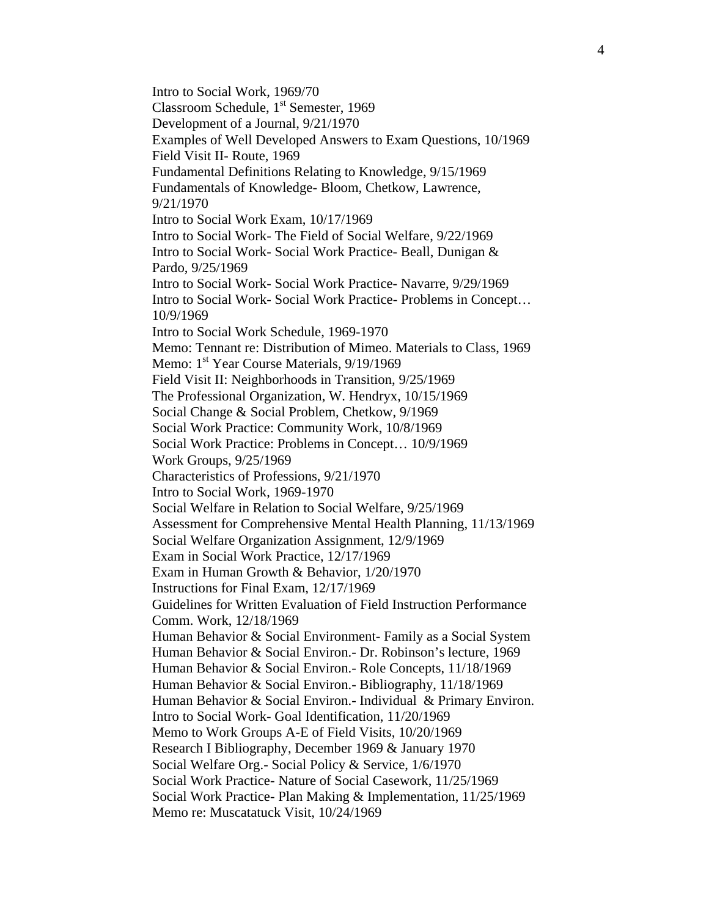Intro to Social Work, 1969/70
Classroom Schedule, 1st Semester, 1969
Development of a Journal, 9/21/1970
Examples of Well Developed Answers to Exam Questions, 10/1969
Field Visit II- Route, 1969
Fundamental Definitions Relating to Knowledge, 9/15/1969
Fundamentals of Knowledge- Bloom, Chetkow, Lawrence, 9/21/1970
Intro to Social Work Exam, 10/17/1969
Intro to Social Work- The Field of Social Welfare, 9/22/1969
Intro to Social Work- Social Work Practice- Beall, Dunigan & Pardo, 9/25/1969
Intro to Social Work- Social Work Practice- Navarre, 9/29/1969
Intro to Social Work- Social Work Practice- Problems in Concept… 10/9/1969
Intro to Social Work Schedule, 1969-1970
Memo: Tennant re: Distribution of Mimeo. Materials to Class, 1969
Memo: 1st Year Course Materials, 9/19/1969
Field Visit II: Neighborhoods in Transition, 9/25/1969
The Professional Organization, W. Hendryx, 10/15/1969
Social Change & Social Problem, Chetkow, 9/1969
Social Work Practice: Community Work, 10/8/1969
Social Work Practice: Problems in Concept… 10/9/1969
Work Groups, 9/25/1969
Characteristics of Professions, 9/21/1970
Intro to Social Work, 1969-1970
Social Welfare in Relation to Social Welfare, 9/25/1969
Assessment for Comprehensive Mental Health Planning, 11/13/1969
Social Welfare Organization Assignment, 12/9/1969
Exam in Social Work Practice, 12/17/1969
Exam in Human Growth & Behavior, 1/20/1970
Instructions for Final Exam, 12/17/1969
Guidelines for Written Evaluation of Field Instruction Performance Comm. Work, 12/18/1969
Human Behavior & Social Environment- Family as a Social System
Human Behavior & Social Environ.- Dr. Robinson's lecture, 1969
Human Behavior & Social Environ.- Role Concepts, 11/18/1969
Human Behavior & Social Environ.- Bibliography, 11/18/1969
Human Behavior & Social Environ.- Individual & Primary Environ.
Intro to Social Work- Goal Identification, 11/20/1969
Memo to Work Groups A-E of Field Visits, 10/20/1969
Research I Bibliography, December 1969 & January 1970
Social Welfare Org.- Social Policy & Service, 1/6/1970
Social Work Practice- Nature of Social Casework, 11/25/1969
Social Work Practice- Plan Making & Implementation, 11/25/1969
Memo re: Muscatatuck Visit, 10/24/1969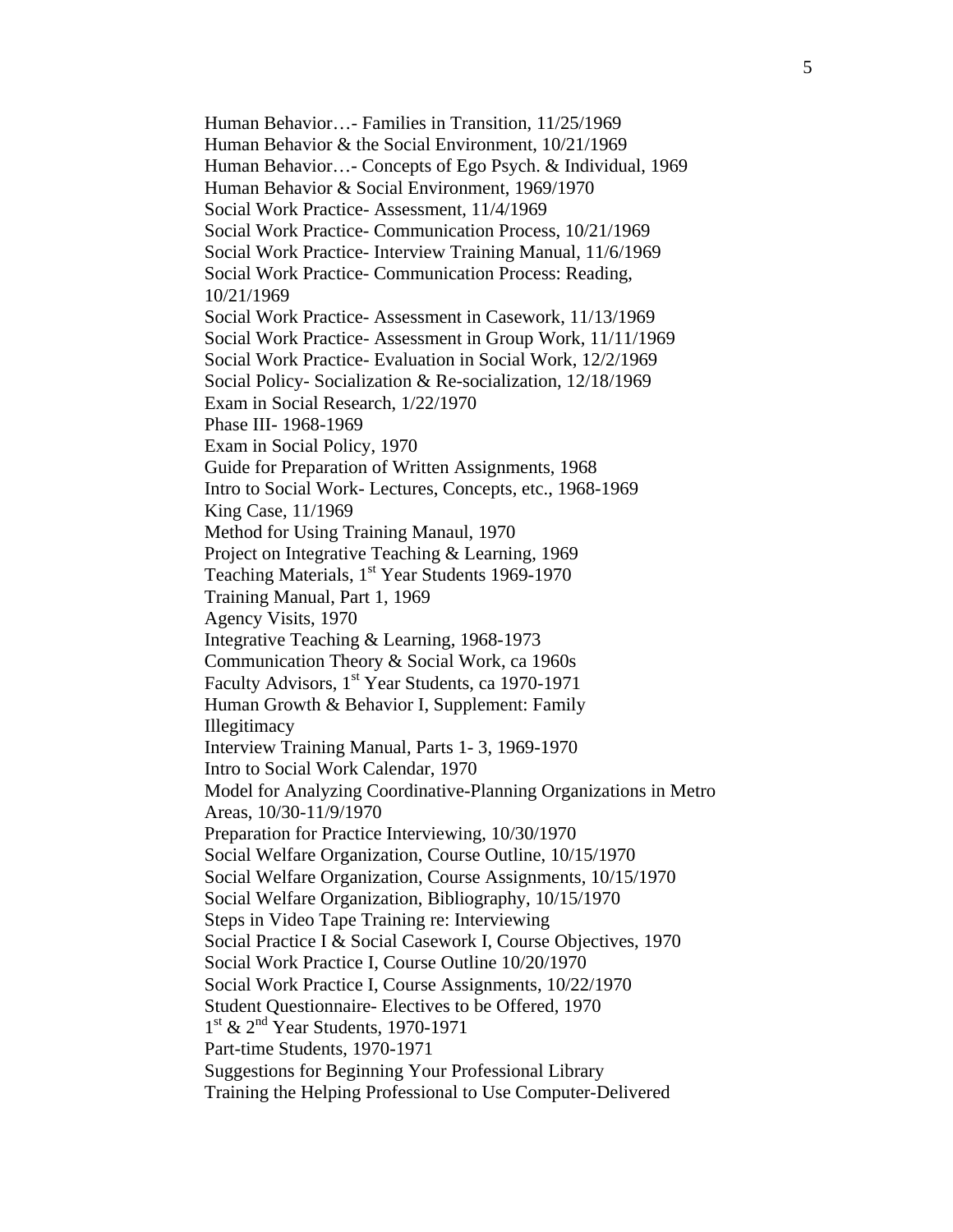Human Behavior…- Families in Transition, 11/25/1969
Human Behavior & the Social Environment, 10/21/1969
Human Behavior…- Concepts of Ego Psych. & Individual, 1969
Human Behavior & Social Environment, 1969/1970
Social Work Practice- Assessment, 11/4/1969
Social Work Practice- Communication Process, 10/21/1969
Social Work Practice- Interview Training Manual, 11/6/1969
Social Work Practice- Communication Process: Reading, 10/21/1969
Social Work Practice- Assessment in Casework, 11/13/1969
Social Work Practice- Assessment in Group Work, 11/11/1969
Social Work Practice- Evaluation in Social Work, 12/2/1969
Social Policy- Socialization & Re-socialization, 12/18/1969
Exam in Social Research, 1/22/1970
Phase III- 1968-1969
Exam in Social Policy, 1970
Guide for Preparation of Written Assignments, 1968
Intro to Social Work- Lectures, Concepts, etc., 1968-1969
King Case, 11/1969
Method for Using Training Manaul, 1970
Project on Integrative Teaching & Learning, 1969
Teaching Materials, 1st Year Students 1969-1970
Training Manual, Part 1, 1969
Agency Visits, 1970
Integrative Teaching & Learning, 1968-1973
Communication Theory & Social Work, ca 1960s
Faculty Advisors, 1st Year Students, ca 1970-1971
Human Growth & Behavior I, Supplement: Family Illegitimacy
Interview Training Manual, Parts 1- 3, 1969-1970
Intro to Social Work Calendar, 1970
Model for Analyzing Coordinative-Planning Organizations in Metro Areas, 10/30-11/9/1970
Preparation for Practice Interviewing, 10/30/1970
Social Welfare Organization, Course Outline, 10/15/1970
Social Welfare Organization, Course Assignments, 10/15/1970
Social Welfare Organization, Bibliography, 10/15/1970
Steps in Video Tape Training re: Interviewing
Social Practice I & Social Casework I, Course Objectives, 1970
Social Work Practice I, Course Outline 10/20/1970
Social Work Practice I, Course Assignments, 10/22/1970
Student Questionnaire- Electives to be Offered, 1970
1st & 2nd Year Students, 1970-1971
Part-time Students, 1970-1971
Suggestions for Beginning Your Professional Library
Training the Helping Professional to Use Computer-Delivered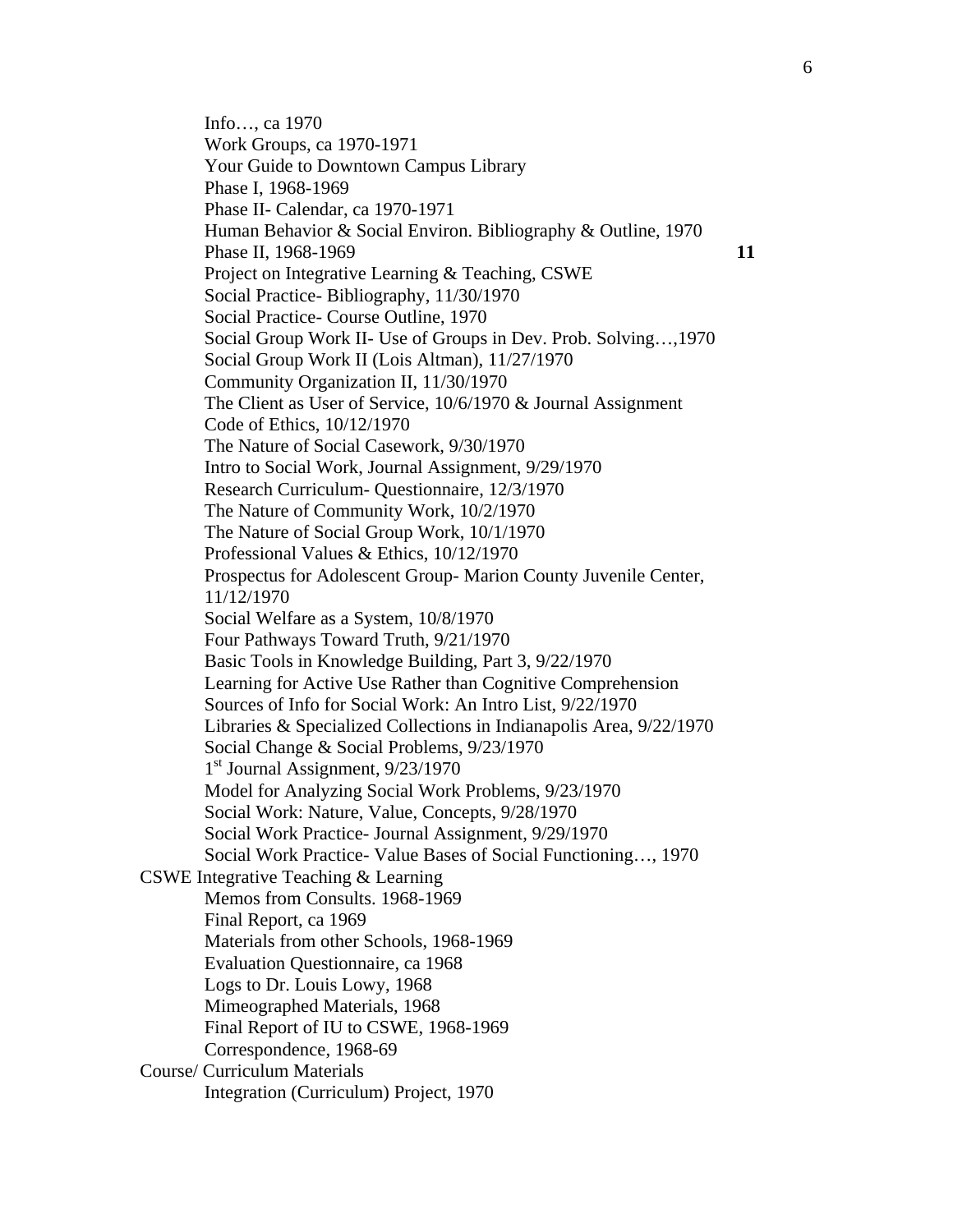Info…, ca 1970
Work Groups, ca 1970-1971
Your Guide to Downtown Campus Library
Phase I, 1968-1969
Phase II- Calendar, ca 1970-1971
Human Behavior & Social Environ. Bibliography & Outline, 1970
Phase II, 1968-1969 **11**
Project on Integrative Learning & Teaching, CSWE
Social Practice- Bibliography, 11/30/1970
Social Practice- Course Outline, 1970
Social Group Work II- Use of Groups in Dev. Prob. Solving…,1970
Social Group Work II (Lois Altman), 11/27/1970
Community Organization II, 11/30/1970
The Client as User of Service, 10/6/1970 & Journal Assignment
Code of Ethics, 10/12/1970
The Nature of Social Casework, 9/30/1970
Intro to Social Work, Journal Assignment, 9/29/1970
Research Curriculum- Questionnaire, 12/3/1970
The Nature of Community Work, 10/2/1970
The Nature of Social Group Work, 10/1/1970
Professional Values & Ethics, 10/12/1970
Prospectus for Adolescent Group- Marion County Juvenile Center, 11/12/1970
Social Welfare as a System, 10/8/1970
Four Pathways Toward Truth, 9/21/1970
Basic Tools in Knowledge Building, Part 3, 9/22/1970
Learning for Active Use Rather than Cognitive Comprehension
Sources of Info for Social Work: An Intro List, 9/22/1970
Libraries & Specialized Collections in Indianapolis Area, 9/22/1970
Social Change & Social Problems, 9/23/1970
1st Journal Assignment, 9/23/1970
Model for Analyzing Social Work Problems, 9/23/1970
Social Work: Nature, Value, Concepts, 9/28/1970
Social Work Practice- Journal Assignment, 9/29/1970
Social Work Practice- Value Bases of Social Functioning…, 1970

CSWE Integrative Teaching & Learning
Memos from Consults. 1968-1969
Final Report, ca 1969
Materials from other Schools, 1968-1969
Evaluation Questionnaire, ca 1968
Logs to Dr. Louis Lowy, 1968
Mimeographed Materials, 1968
Final Report of IU to CSWE, 1968-1969
Correspondence, 1968-69

Course/ Curriculum Materials
Integration (Curriculum) Project, 1970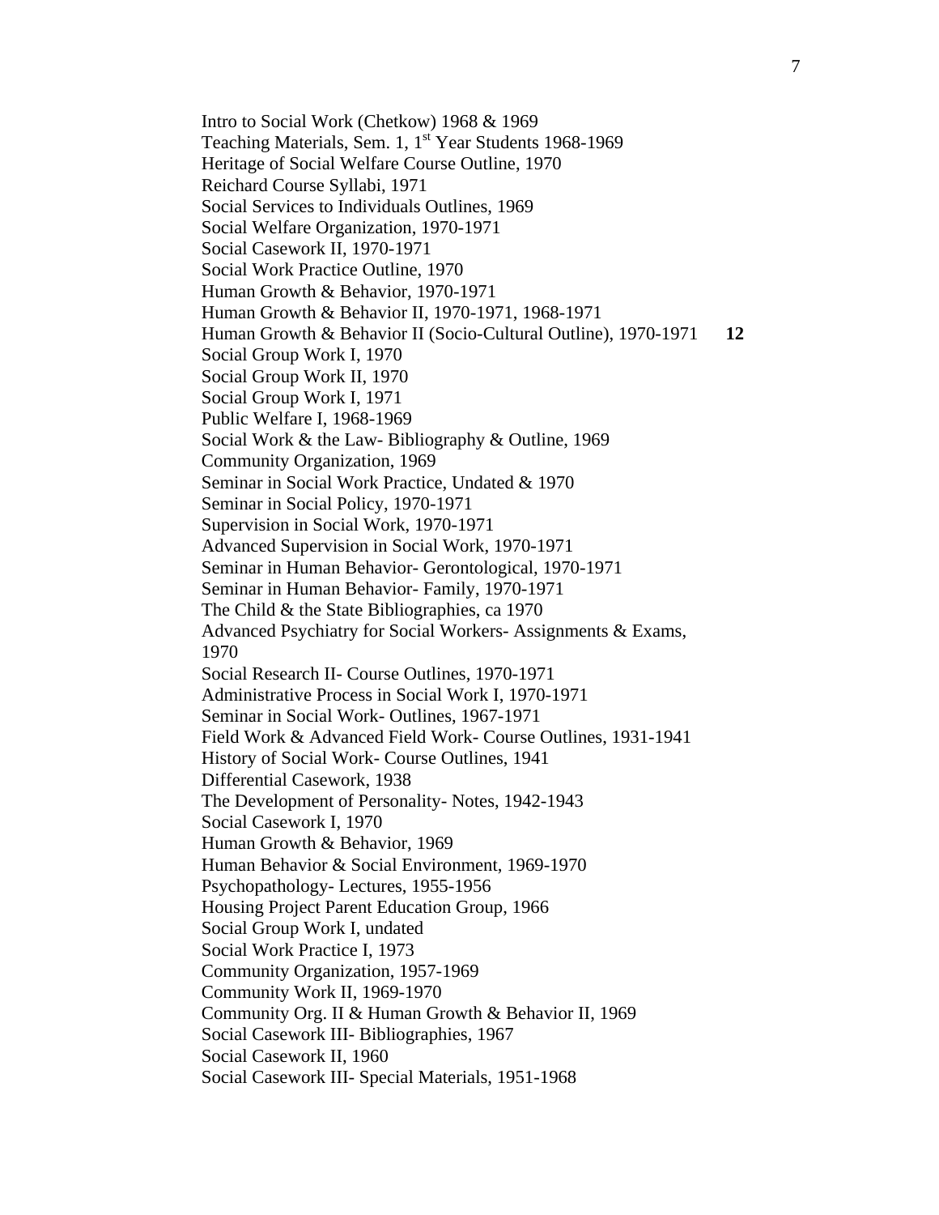Intro to Social Work (Chetkow) 1968 & 1969
Teaching Materials, Sem. 1, 1st Year Students 1968-1969
Heritage of Social Welfare Course Outline, 1970
Reichard Course Syllabi, 1971
Social Services to Individuals Outlines, 1969
Social Welfare Organization, 1970-1971
Social Casework II, 1970-1971
Social Work Practice Outline, 1970
Human Growth & Behavior, 1970-1971
Human Growth & Behavior II, 1970-1971, 1968-1971
Human Growth & Behavior II (Socio-Cultural Outline), 1970-1971 **12**
Social Group Work I, 1970
Social Group Work II, 1970
Social Group Work I, 1971
Public Welfare I, 1968-1969
Social Work & the Law- Bibliography & Outline, 1969
Community Organization, 1969
Seminar in Social Work Practice, Undated & 1970
Seminar in Social Policy, 1970-1971
Supervision in Social Work, 1970-1971
Advanced Supervision in Social Work, 1970-1971
Seminar in Human Behavior- Gerontological, 1970-1971
Seminar in Human Behavior- Family, 1970-1971
The Child & the State Bibliographies, ca 1970
Advanced Psychiatry for Social Workers- Assignments & Exams, 1970
Social Research II- Course Outlines, 1970-1971
Administrative Process in Social Work I, 1970-1971
Seminar in Social Work- Outlines, 1967-1971
Field Work & Advanced Field Work- Course Outlines, 1931-1941
History of Social Work- Course Outlines, 1941
Differential Casework, 1938
The Development of Personality- Notes, 1942-1943
Social Casework I, 1970
Human Growth & Behavior, 1969
Human Behavior & Social Environment, 1969-1970
Psychopathology- Lectures, 1955-1956
Housing Project Parent Education Group, 1966
Social Group Work I, undated
Social Work Practice I, 1973
Community Organization, 1957-1969
Community Work II, 1969-1970
Community Org. II & Human Growth & Behavior II, 1969
Social Casework III- Bibliographies, 1967
Social Casework II, 1960
Social Casework III- Special Materials, 1951-1968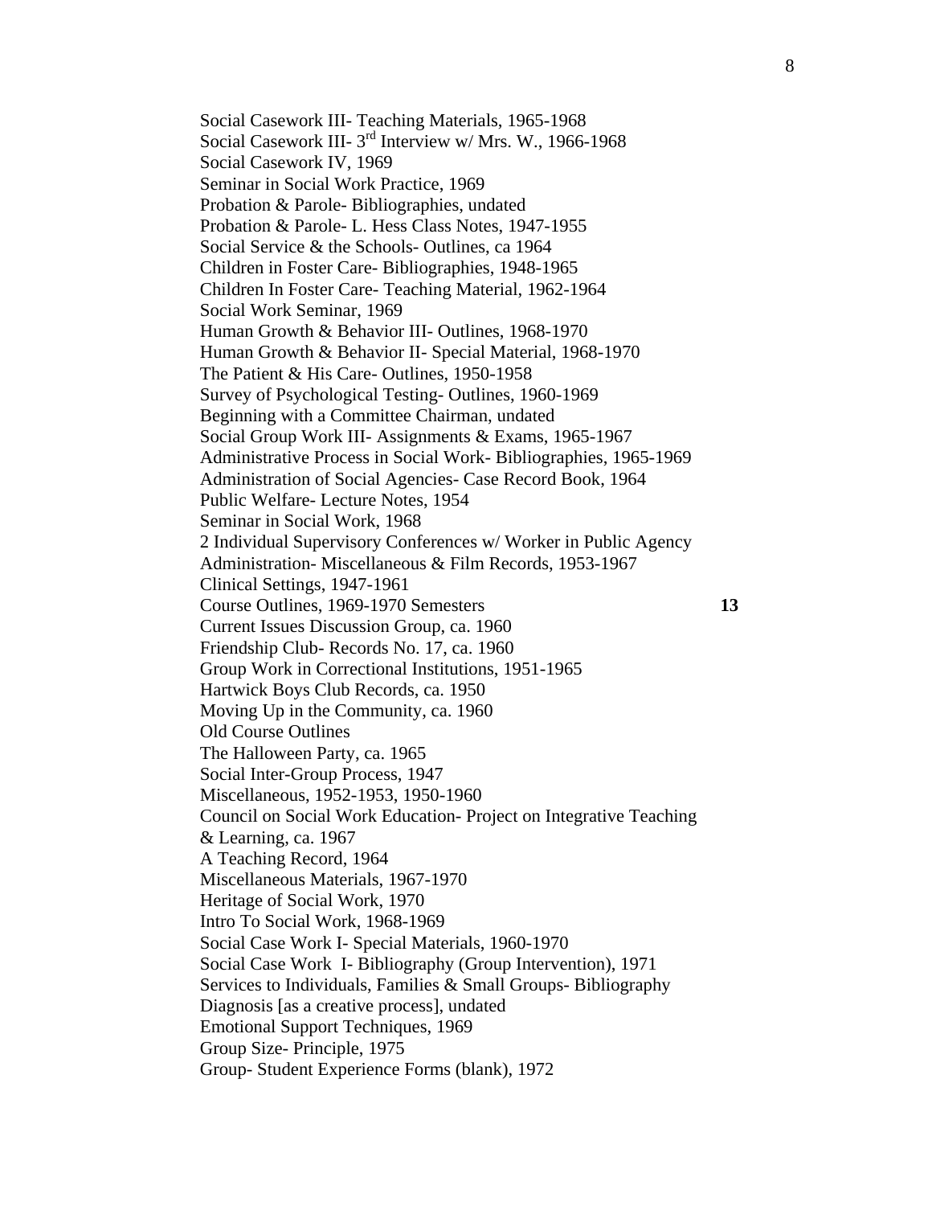Social Casework III- Teaching Materials, 1965-1968
Social Casework III- 3rd Interview w/ Mrs. W., 1966-1968
Social Casework IV, 1969
Seminar in Social Work Practice, 1969
Probation & Parole- Bibliographies, undated
Probation & Parole- L. Hess Class Notes, 1947-1955
Social Service & the Schools- Outlines, ca 1964
Children in Foster Care- Bibliographies, 1948-1965
Children In Foster Care- Teaching Material, 1962-1964
Social Work Seminar, 1969
Human Growth & Behavior III- Outlines, 1968-1970
Human Growth & Behavior II- Special Material, 1968-1970
The Patient & His Care- Outlines, 1950-1958
Survey of Psychological Testing- Outlines, 1960-1969
Beginning with a Committee Chairman, undated
Social Group Work III- Assignments & Exams, 1965-1967
Administrative Process in Social Work- Bibliographies, 1965-1969
Administration of Social Agencies- Case Record Book, 1964
Public Welfare- Lecture Notes, 1954
Seminar in Social Work, 1968
2 Individual Supervisory Conferences w/ Worker in Public Agency
Administration- Miscellaneous & Film Records, 1953-1967
Clinical Settings, 1947-1961
Course Outlines, 1969-1970 Semesters **13**
Current Issues Discussion Group, ca. 1960
Friendship Club- Records No. 17, ca. 1960
Group Work in Correctional Institutions, 1951-1965
Hartwick Boys Club Records, ca. 1950
Moving Up in the Community, ca. 1960
Old Course Outlines
The Halloween Party, ca. 1965
Social Inter-Group Process, 1947
Miscellaneous, 1952-1953, 1950-1960
Council on Social Work Education- Project on Integrative Teaching & Learning, ca. 1967
A Teaching Record, 1964
Miscellaneous Materials, 1967-1970
Heritage of Social Work, 1970
Intro To Social Work, 1968-1969
Social Case Work I- Special Materials, 1960-1970
Social Case Work I- Bibliography (Group Intervention), 1971
Services to Individuals, Families & Small Groups- Bibliography
Diagnosis [as a creative process], undated
Emotional Support Techniques, 1969
Group Size- Principle, 1975
Group- Student Experience Forms (blank), 1972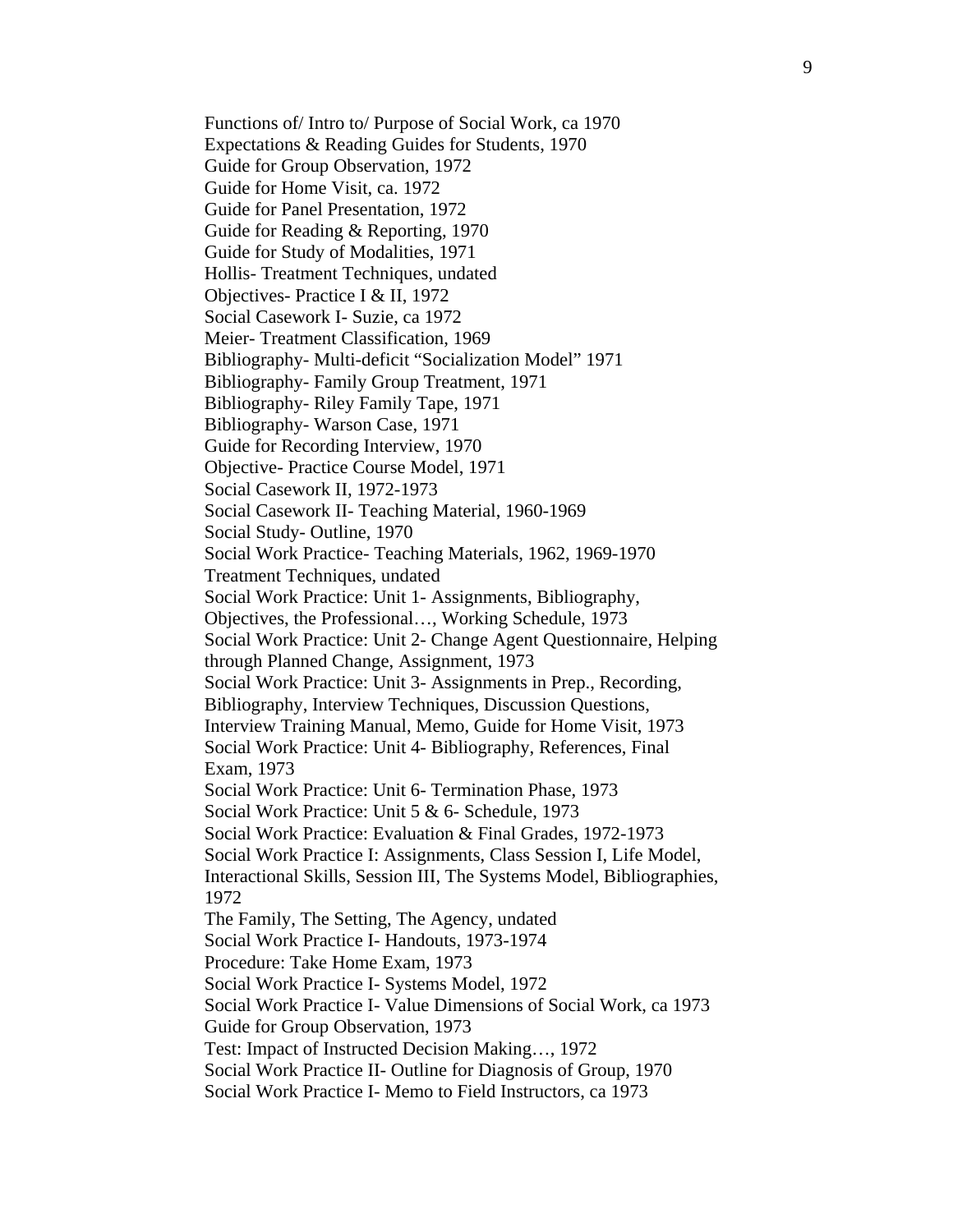Functions of/ Intro to/ Purpose of Social Work, ca 1970
Expectations & Reading Guides for Students, 1970
Guide for Group Observation, 1972
Guide for Home Visit, ca. 1972
Guide for Panel Presentation, 1972
Guide for Reading & Reporting, 1970
Guide for Study of Modalities, 1971
Hollis- Treatment Techniques, undated
Objectives- Practice I & II, 1972
Social Casework I- Suzie, ca 1972
Meier- Treatment Classification, 1969
Bibliography- Multi-deficit "Socialization Model" 1971
Bibliography- Family Group Treatment, 1971
Bibliography- Riley Family Tape, 1971
Bibliography- Warson Case, 1971
Guide for Recording Interview, 1970
Objective- Practice Course Model, 1971
Social Casework II, 1972-1973
Social Casework II- Teaching Material, 1960-1969
Social Study- Outline, 1970
Social Work Practice- Teaching Materials, 1962, 1969-1970
Treatment Techniques, undated
Social Work Practice: Unit 1- Assignments, Bibliography, Objectives, the Professional…, Working Schedule, 1973
Social Work Practice: Unit 2- Change Agent Questionnaire, Helping through Planned Change, Assignment, 1973
Social Work Practice: Unit 3- Assignments in Prep., Recording, Bibliography, Interview Techniques, Discussion Questions, Interview Training Manual, Memo, Guide for Home Visit, 1973
Social Work Practice: Unit 4- Bibliography, References, Final Exam, 1973
Social Work Practice: Unit 6- Termination Phase, 1973
Social Work Practice: Unit 5 & 6- Schedule, 1973
Social Work Practice: Evaluation & Final Grades, 1972-1973
Social Work Practice I: Assignments, Class Session I, Life Model, Interactional Skills, Session III, The Systems Model, Bibliographies, 1972
The Family, The Setting, The Agency, undated
Social Work Practice I- Handouts, 1973-1974
Procedure: Take Home Exam, 1973
Social Work Practice I- Systems Model, 1972
Social Work Practice I- Value Dimensions of Social Work, ca 1973
Guide for Group Observation, 1973
Test: Impact of Instructed Decision Making…, 1972
Social Work Practice II- Outline for Diagnosis of Group, 1970
Social Work Practice I- Memo to Field Instructors, ca 1973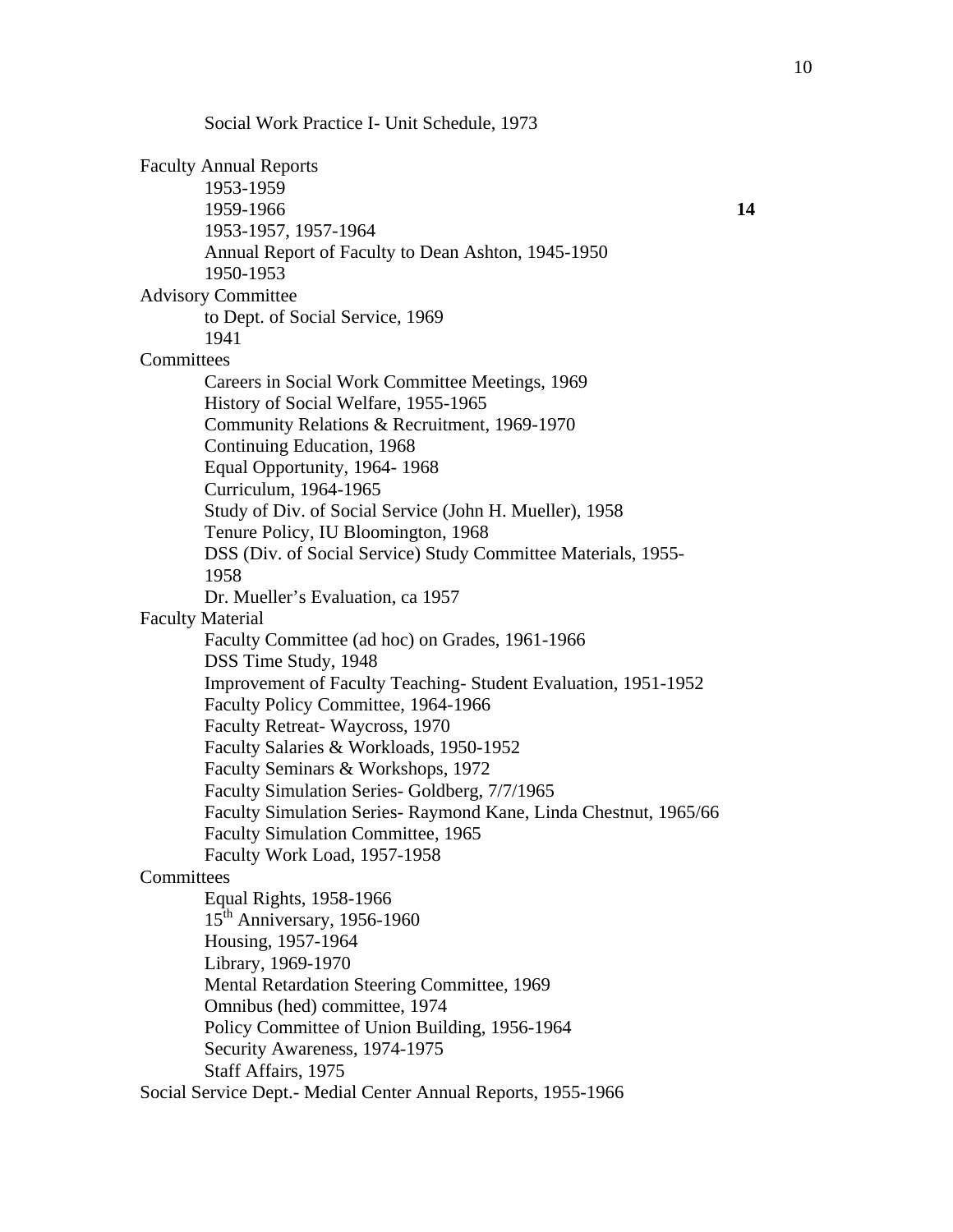Social Work Practice I- Unit Schedule, 1973

Faculty Annual Reports
- 1953-1959
- 1959-1966 **14**
- 1953-1957, 1957-1964
- Annual Report of Faculty to Dean Ashton, 1945-1950
- 1950-1953

Advisory Committee
- to Dept. of Social Service, 1969
- 1941

Committees
- Careers in Social Work Committee Meetings, 1969
- History of Social Welfare, 1955-1965
- Community Relations & Recruitment, 1969-1970
- Continuing Education, 1968
- Equal Opportunity, 1964- 1968
- Curriculum, 1964-1965
- Study of Div. of Social Service (John H. Mueller), 1958
- Tenure Policy, IU Bloomington, 1968
- DSS (Div. of Social Service) Study Committee Materials, 1955-1958
- Dr. Mueller's Evaluation, ca 1957

Faculty Material
- Faculty Committee (ad hoc) on Grades, 1961-1966
- DSS Time Study, 1948
- Improvement of Faculty Teaching- Student Evaluation, 1951-1952
- Faculty Policy Committee, 1964-1966
- Faculty Retreat- Waycross, 1970
- Faculty Salaries & Workloads, 1950-1952
- Faculty Seminars & Workshops, 1972
- Faculty Simulation Series- Goldberg, 7/7/1965
- Faculty Simulation Series- Raymond Kane, Linda Chestnut, 1965/66
- Faculty Simulation Committee, 1965
- Faculty Work Load, 1957-1958

Committees
- Equal Rights, 1958-1966
- 15th Anniversary, 1956-1960
- Housing, 1957-1964
- Library, 1969-1970
- Mental Retardation Steering Committee, 1969
- Omnibus (hed) committee, 1974
- Policy Committee of Union Building, 1956-1964
- Security Awareness, 1974-1975
- Staff Affairs, 1975

Social Service Dept.- Medial Center Annual Reports, 1955-1966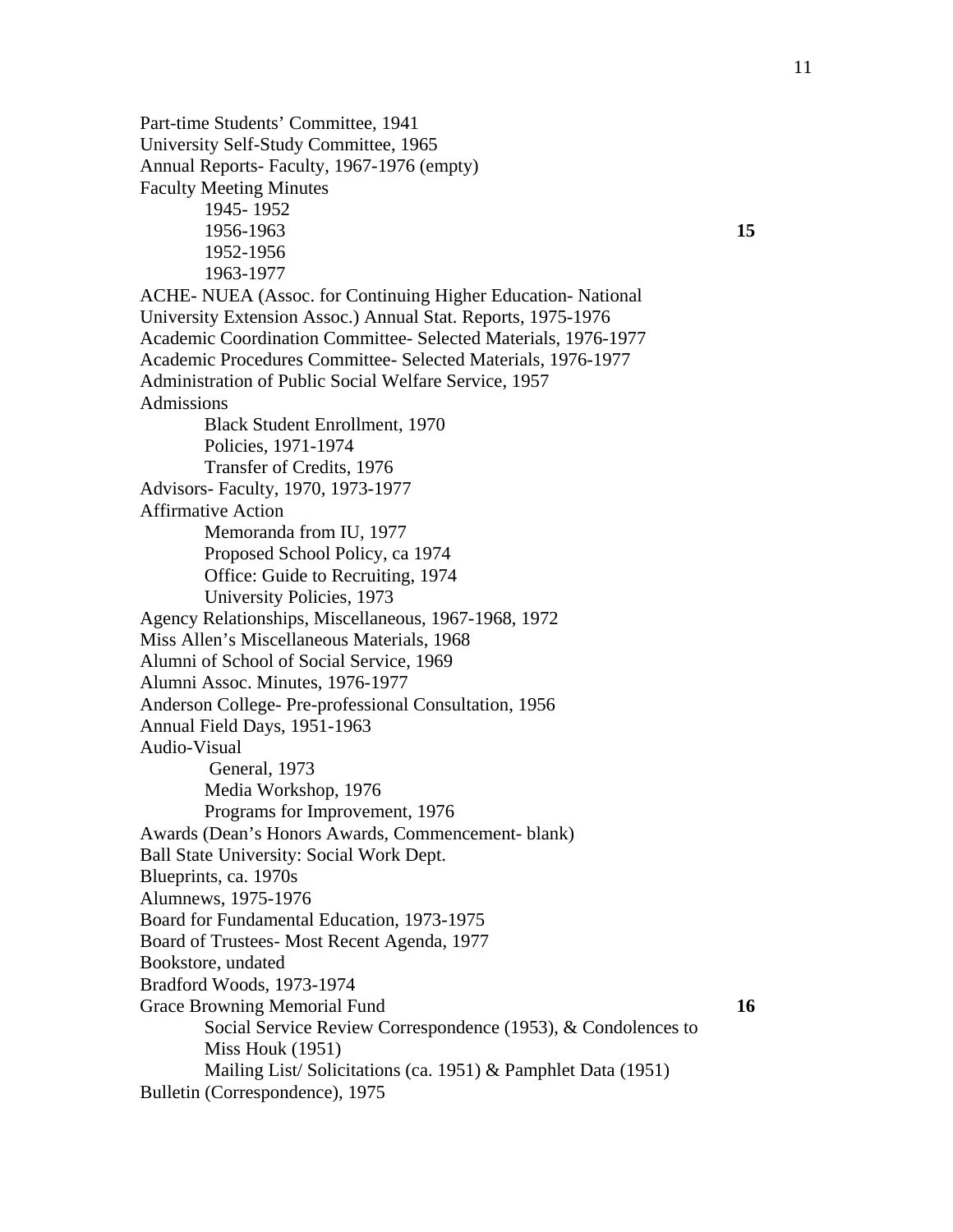Part-time Students' Committee, 1941
University Self-Study Committee, 1965
Annual Reports- Faculty, 1967-1976 (empty)
Faculty Meeting Minutes
- 1945- 1952
- 1956-1963 **15**
- 1952-1956
- 1963-1977

ACHE- NUEA (Assoc. for Continuing Higher Education- National University Extension Assoc.) Annual Stat. Reports, 1975-1976
Academic Coordination Committee- Selected Materials, 1976-1977
Academic Procedures Committee- Selected Materials, 1976-1977
Administration of Public Social Welfare Service, 1957
Admissions
- Black Student Enrollment, 1970
- Policies, 1971-1974
- Transfer of Credits, 1976

Advisors- Faculty, 1970, 1973-1977
Affirmative Action
- Memoranda from IU, 1977
- Proposed School Policy, ca 1974
- Office: Guide to Recruiting, 1974
- University Policies, 1973

Agency Relationships, Miscellaneous, 1967-1968, 1972
Miss Allen's Miscellaneous Materials, 1968
Alumni of School of Social Service, 1969
Alumni Assoc. Minutes, 1976-1977
Anderson College- Pre-professional Consultation, 1956
Annual Field Days, 1951-1963
Audio-Visual
- General, 1973
- Media Workshop, 1976
- Programs for Improvement, 1976

Awards (Dean's Honors Awards, Commencement- blank)
Ball State University: Social Work Dept.
Blueprints, ca. 1970s
Alumnews, 1975-1976
Board for Fundamental Education, 1973-1975
Board of Trustees- Most Recent Agenda, 1977
Bookstore, undated
Bradford Woods, 1973-1974
Grace Browning Memorial Fund **16**
- Social Service Review Correspondence (1953), & Condolences to Miss Houk (1951)
- Mailing List/ Solicitations (ca. 1951) & Pamphlet Data (1951)

Bulletin (Correspondence), 1975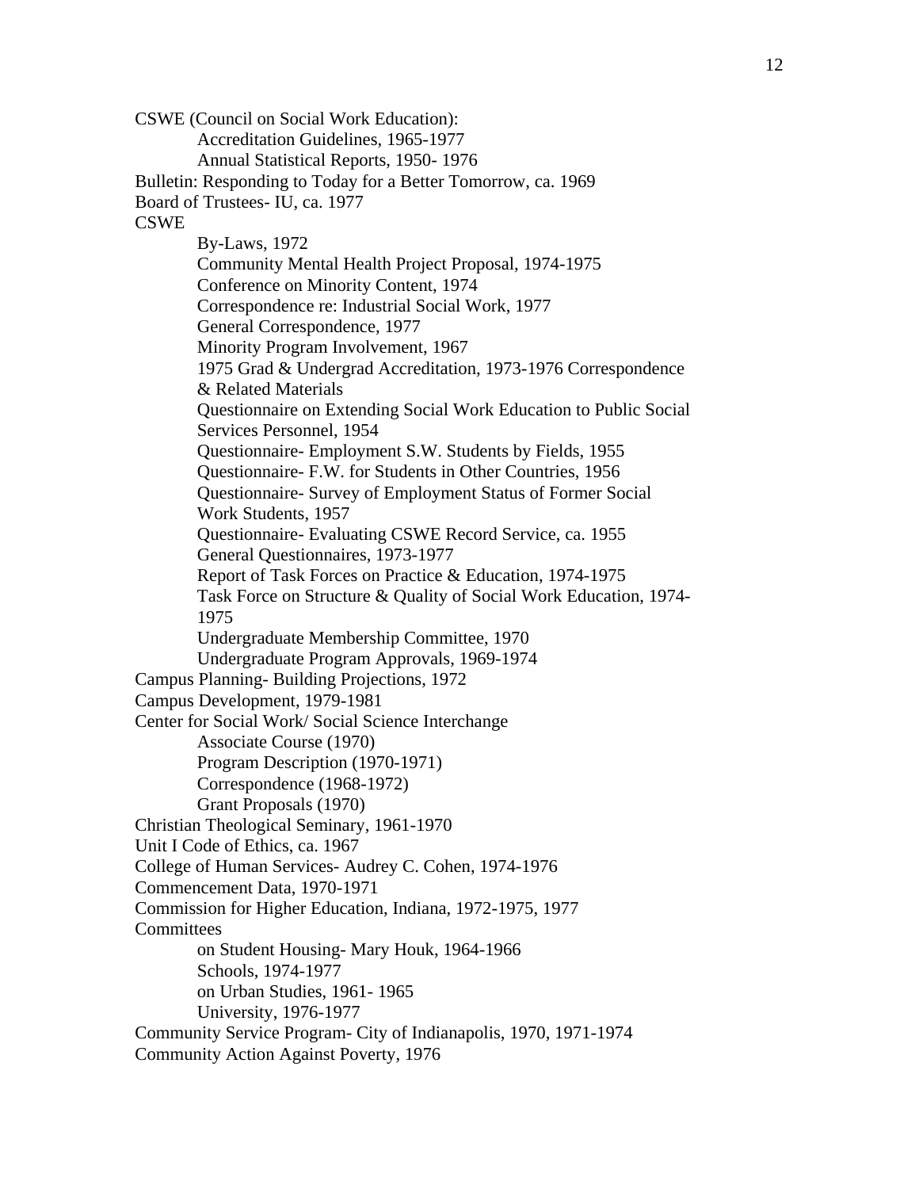CSWE (Council on Social Work Education):
- Accreditation Guidelines, 1965-1977
- Annual Statistical Reports, 1950- 1976

Bulletin: Responding to Today for a Better Tomorrow, ca. 1969

Board of Trustees- IU, ca. 1977

CSWE
- By-Laws, 1972
- Community Mental Health Project Proposal, 1974-1975
- Conference on Minority Content, 1974
- Correspondence re: Industrial Social Work, 1977
- General Correspondence, 1977
- Minority Program Involvement, 1967
- 1975 Grad & Undergrad Accreditation, 1973-1976 Correspondence & Related Materials
- Questionnaire on Extending Social Work Education to Public Social Services Personnel, 1954
- Questionnaire- Employment S.W. Students by Fields, 1955
- Questionnaire- F.W. for Students in Other Countries, 1956
- Questionnaire- Survey of Employment Status of Former Social Work Students, 1957
- Questionnaire- Evaluating CSWE Record Service, ca. 1955
- General Questionnaires, 1973-1977
- Report of Task Forces on Practice & Education, 1974-1975
- Task Force on Structure & Quality of Social Work Education, 1974-1975
- Undergraduate Membership Committee, 1970
- Undergraduate Program Approvals, 1969-1974

Campus Planning- Building Projections, 1972

Campus Development, 1979-1981

Center for Social Work/ Social Science Interchange
- Associate Course (1970)
- Program Description (1970-1971)
- Correspondence (1968-1972)
- Grant Proposals (1970)

Christian Theological Seminary, 1961-1970

Unit I Code of Ethics, ca. 1967

College of Human Services- Audrey C. Cohen, 1974-1976

Commencement Data, 1970-1971

Commission for Higher Education, Indiana, 1972-1975, 1977

Committees
- on Student Housing- Mary Houk, 1964-1966
- Schools, 1974-1977
- on Urban Studies, 1961- 1965
- University, 1976-1977

Community Service Program- City of Indianapolis, 1970, 1971-1974

Community Action Against Poverty, 1976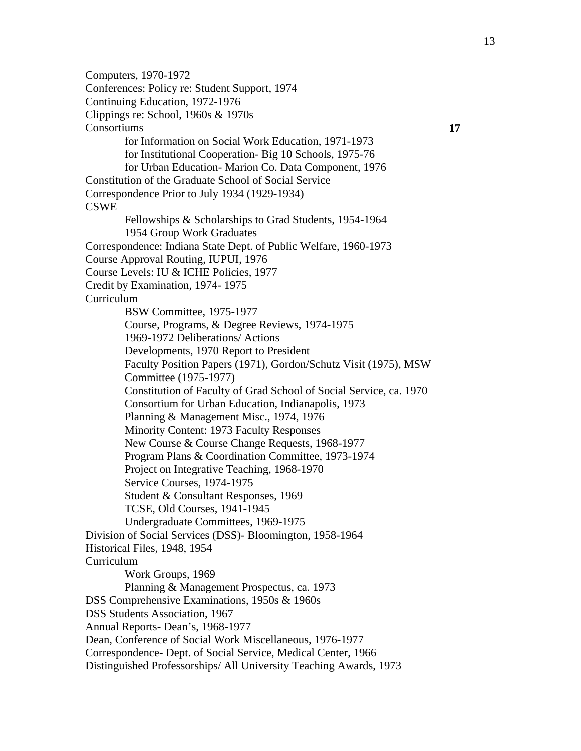Computers, 1970-1972
Conferences: Policy re: Student Support, 1974
Continuing Education, 1972-1976
Clippings re: School, 1960s & 1970s
Consortiums **17**
    for Information on Social Work Education, 1971-1973
    for Institutional Cooperation- Big 10 Schools, 1975-76
    for Urban Education- Marion Co. Data Component, 1976
Constitution of the Graduate School of Social Service
Correspondence Prior to July 1934 (1929-1934)
CSWE
    Fellowships & Scholarships to Grad Students, 1954-1964
    1954 Group Work Graduates
Correspondence: Indiana State Dept. of Public Welfare, 1960-1973
Course Approval Routing, IUPUI, 1976
Course Levels: IU & ICHE Policies, 1977
Credit by Examination, 1974- 1975
Curriculum
    BSW Committee, 1975-1977
    Course, Programs, & Degree Reviews, 1974-1975
    1969-1972 Deliberations/ Actions
    Developments, 1970 Report to President
    Faculty Position Papers (1971), Gordon/Schutz Visit (1975), MSW Committee (1975-1977)
    Constitution of Faculty of Grad School of Social Service, ca. 1970
    Consortium for Urban Education, Indianapolis, 1973
    Planning & Management Misc., 1974, 1976
    Minority Content: 1973 Faculty Responses
    New Course & Course Change Requests, 1968-1977
    Program Plans & Coordination Committee, 1973-1974
    Project on Integrative Teaching, 1968-1970
    Service Courses, 1974-1975
    Student & Consultant Responses, 1969
    TCSE, Old Courses, 1941-1945
    Undergraduate Committees, 1969-1975
Division of Social Services (DSS)- Bloomington, 1958-1964
Historical Files, 1948, 1954
Curriculum
    Work Groups, 1969
    Planning & Management Prospectus, ca. 1973
DSS Comprehensive Examinations, 1950s & 1960s
DSS Students Association, 1967
Annual Reports- Dean's, 1968-1977
Dean, Conference of Social Work Miscellaneous, 1976-1977
Correspondence- Dept. of Social Service, Medical Center, 1966
Distinguished Professorships/ All University Teaching Awards, 1973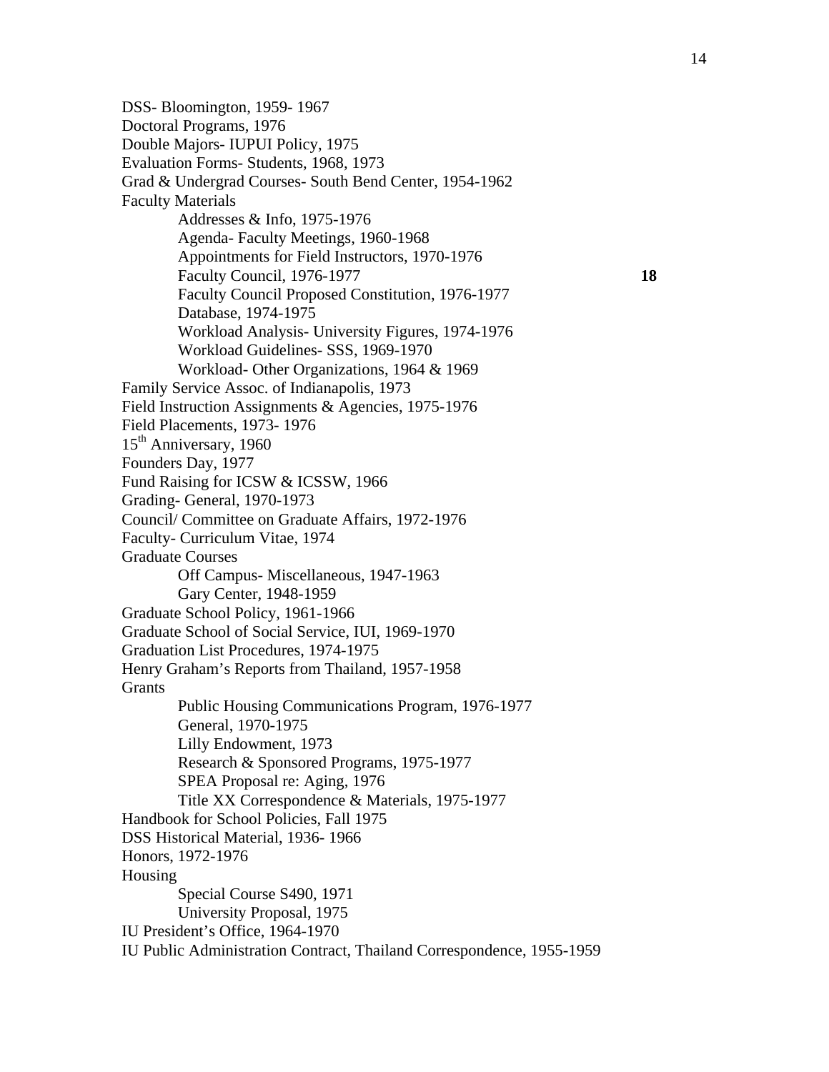DSS- Bloomington, 1959- 1967
Doctoral Programs, 1976
Double Majors- IUPUI Policy, 1975
Evaluation Forms- Students, 1968, 1973
Grad & Undergrad Courses- South Bend Center, 1954-1962
Faculty Materials
- Addresses & Info, 1975-1976
- Agenda- Faculty Meetings, 1960-1968
- Appointments for Field Instructors, 1970-1976
- Faculty Council, 1976-1977 **18**
- Faculty Council Proposed Constitution, 1976-1977
- Database, 1974-1975
- Workload Analysis- University Figures, 1974-1976
- Workload Guidelines- SSS, 1969-1970
- Workload- Other Organizations, 1964 & 1969

Family Service Assoc. of Indianapolis, 1973
Field Instruction Assignments & Agencies, 1975-1976
Field Placements, 1973- 1976
15th Anniversary, 1960
Founders Day, 1977
Fund Raising for ICSW & ICSSW, 1966
Grading- General, 1970-1973
Council/ Committee on Graduate Affairs, 1972-1976
Faculty- Curriculum Vitae, 1974
Graduate Courses
- Off Campus- Miscellaneous, 1947-1963
- Gary Center, 1948-1959

Graduate School Policy, 1961-1966
Graduate School of Social Service, IUI, 1969-1970
Graduation List Procedures, 1974-1975
Henry Graham's Reports from Thailand, 1957-1958
Grants
- Public Housing Communications Program, 1976-1977
- General, 1970-1975
- Lilly Endowment, 1973
- Research & Sponsored Programs, 1975-1977
- SPEA Proposal re: Aging, 1976
- Title XX Correspondence & Materials, 1975-1977

Handbook for School Policies, Fall 1975
DSS Historical Material, 1936- 1966
Honors, 1972-1976
Housing
- Special Course S490, 1971
- University Proposal, 1975

IU President's Office, 1964-1970
IU Public Administration Contract, Thailand Correspondence, 1955-1959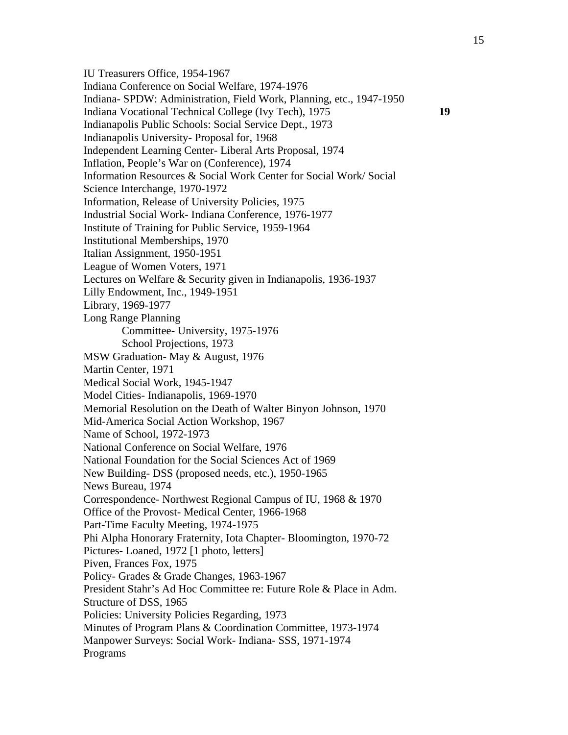IU Treasurers Office, 1954-1967
Indiana Conference on Social Welfare, 1974-1976
Indiana- SPDW: Administration, Field Work, Planning, etc., 1947-1950
Indiana Vocational Technical College (Ivy Tech), 1975 **19**
Indianapolis Public Schools: Social Service Dept., 1973
Indianapolis University- Proposal for, 1968
Independent Learning Center- Liberal Arts Proposal, 1974
Inflation, People's War on (Conference), 1974
Information Resources & Social Work Center for Social Work/ Social Science Interchange, 1970-1972
Information, Release of University Policies, 1975
Industrial Social Work- Indiana Conference, 1976-1977
Institute of Training for Public Service, 1959-1964
Institutional Memberships, 1970
Italian Assignment, 1950-1951
League of Women Voters, 1971
Lectures on Welfare & Security given in Indianapolis, 1936-1937
Lilly Endowment, Inc., 1949-1951
Library, 1969-1977
Long Range Planning
    Committee- University, 1975-1976
    School Projections, 1973
MSW Graduation- May & August, 1976
Martin Center, 1971
Medical Social Work, 1945-1947
Model Cities- Indianapolis, 1969-1970
Memorial Resolution on the Death of Walter Binyon Johnson, 1970
Mid-America Social Action Workshop, 1967
Name of School, 1972-1973
National Conference on Social Welfare, 1976
National Foundation for the Social Sciences Act of 1969
New Building- DSS (proposed needs, etc.), 1950-1965
News Bureau, 1974
Correspondence- Northwest Regional Campus of IU, 1968 & 1970
Office of the Provost- Medical Center, 1966-1968
Part-Time Faculty Meeting, 1974-1975
Phi Alpha Honorary Fraternity, Iota Chapter- Bloomington, 1970-72
Pictures- Loaned, 1972 [1 photo, letters]
Piven, Frances Fox, 1975
Policy- Grades & Grade Changes, 1963-1967
President Stahr's Ad Hoc Committee re: Future Role & Place in Adm. Structure of DSS, 1965
Policies: University Policies Regarding, 1973
Minutes of Program Plans & Coordination Committee, 1973-1974
Manpower Surveys: Social Work- Indiana- SSS, 1971-1974
Programs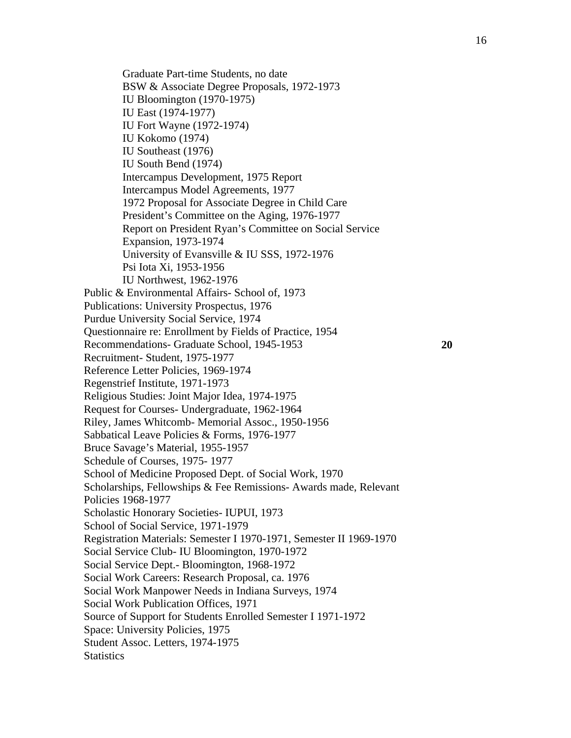Graduate Part-time Students, no date
BSW & Associate Degree Proposals, 1972-1973
IU Bloomington (1970-1975)
IU East (1974-1977)
IU Fort Wayne (1972-1974)
IU Kokomo (1974)
IU Southeast (1976)
IU South Bend (1974)
Intercampus Development, 1975 Report
Intercampus Model Agreements, 1977
1972 Proposal for Associate Degree in Child Care
President's Committee on the Aging, 1976-1977
Report on President Ryan's Committee on Social Service Expansion, 1973-1974
University of Evansville & IU SSS, 1972-1976
Psi Iota Xi, 1953-1956
IU Northwest, 1962-1976

Public & Environmental Affairs- School of, 1973
Publications: University Prospectus, 1976
Purdue University Social Service, 1974
Questionnaire re: Enrollment by Fields of Practice, 1954
Recommendations- Graduate School, 1945-1953 **20**
Recruitment- Student, 1975-1977
Reference Letter Policies, 1969-1974
Regenstrief Institute, 1971-1973
Religious Studies: Joint Major Idea, 1974-1975
Request for Courses- Undergraduate, 1962-1964
Riley, James Whitcomb- Memorial Assoc., 1950-1956
Sabbatical Leave Policies & Forms, 1976-1977
Bruce Savage's Material, 1955-1957
Schedule of Courses, 1975- 1977
School of Medicine Proposed Dept. of Social Work, 1970
Scholarships, Fellowships & Fee Remissions- Awards made, Relevant Policies 1968-1977
Scholastic Honorary Societies- IUPUI, 1973
School of Social Service, 1971-1979
Registration Materials: Semester I 1970-1971, Semester II 1969-1970
Social Service Club- IU Bloomington, 1970-1972
Social Service Dept.- Bloomington, 1968-1972
Social Work Careers: Research Proposal, ca. 1976
Social Work Manpower Needs in Indiana Surveys, 1974
Social Work Publication Offices, 1971
Source of Support for Students Enrolled Semester I 1971-1972
Space: University Policies, 1975
Student Assoc. Letters, 1974-1975
Statistics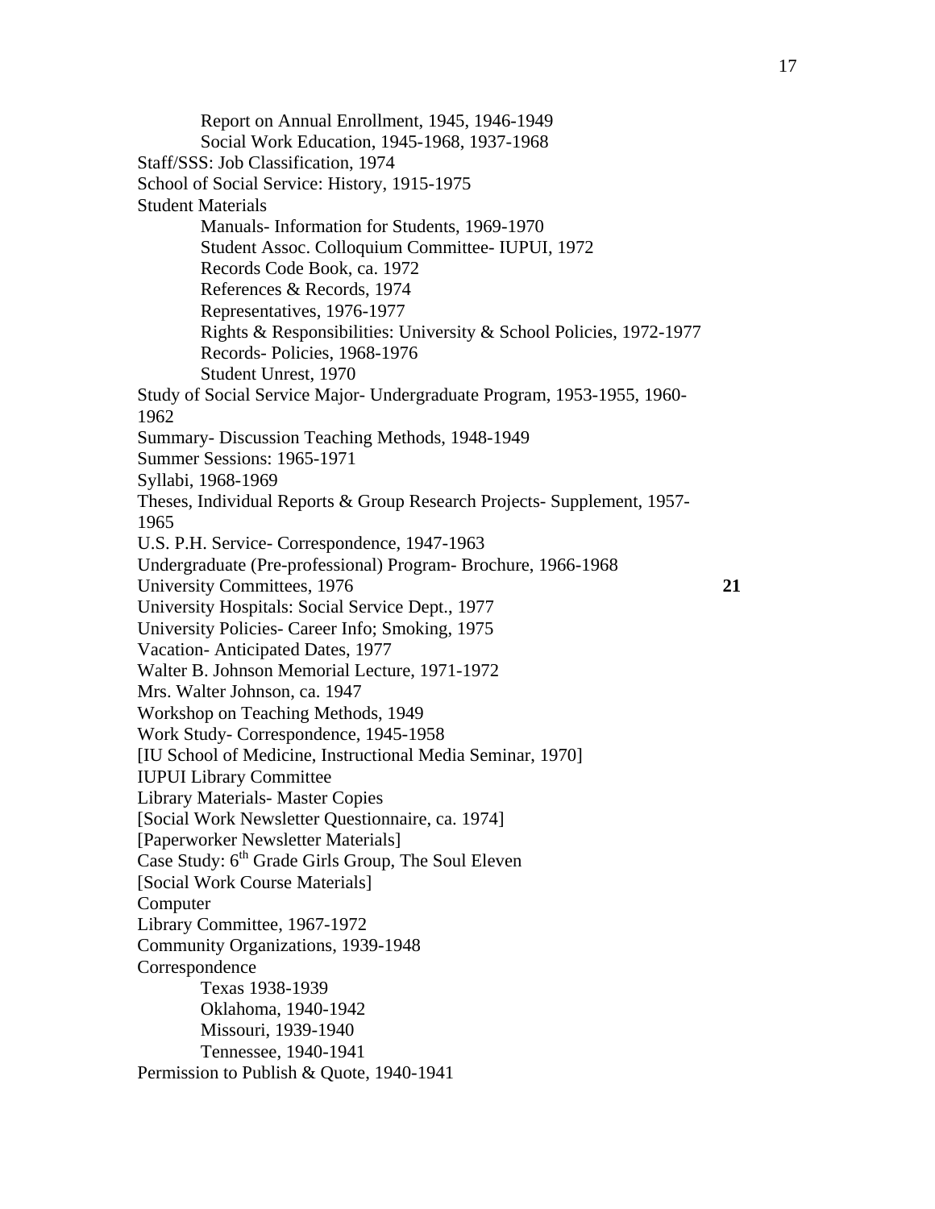Report on Annual Enrollment, 1945, 1946-1949
 Social Work Education, 1945-1968, 1937-1968

Staff/SSS: Job Classification, 1974

School of Social Service: History, 1915-1975

Student Materials
 Manuals- Information for Students, 1969-1970
 Student Assoc. Colloquium Committee- IUPUI, 1972
 Records Code Book, ca. 1972
 References & Records, 1974
 Representatives, 1976-1977
 Rights & Responsibilities: University & School Policies, 1972-1977
 Records- Policies, 1968-1976
 Student Unrest, 1970

Study of Social Service Major- Undergraduate Program, 1953-1955, 1960-1962

Summary- Discussion Teaching Methods, 1948-1949

Summer Sessions: 1965-1971

Syllabi, 1968-1969

Theses, Individual Reports & Group Research Projects- Supplement, 1957-1965

U.S. P.H. Service- Correspondence, 1947-1963

Undergraduate (Pre-professional) Program- Brochure, 1966-1968

University Committees, 1976 **21**

University Hospitals: Social Service Dept., 1977

University Policies- Career Info; Smoking, 1975

Vacation- Anticipated Dates, 1977

Walter B. Johnson Memorial Lecture, 1971-1972

Mrs. Walter Johnson, ca. 1947

Workshop on Teaching Methods, 1949

Work Study- Correspondence, 1945-1958

[IU School of Medicine, Instructional Media Seminar, 1970]

IUPUI Library Committee

Library Materials- Master Copies

[Social Work Newsletter Questionnaire, ca. 1974]

[Paperworker Newsletter Materials]

Case Study: 6th Grade Girls Group, The Soul Eleven

[Social Work Course Materials]

Computer

Library Committee, 1967-1972

Community Organizations, 1939-1948

Correspondence
 Texas 1938-1939
 Oklahoma, 1940-1942
 Missouri, 1939-1940
 Tennessee, 1940-1941

Permission to Publish & Quote, 1940-1941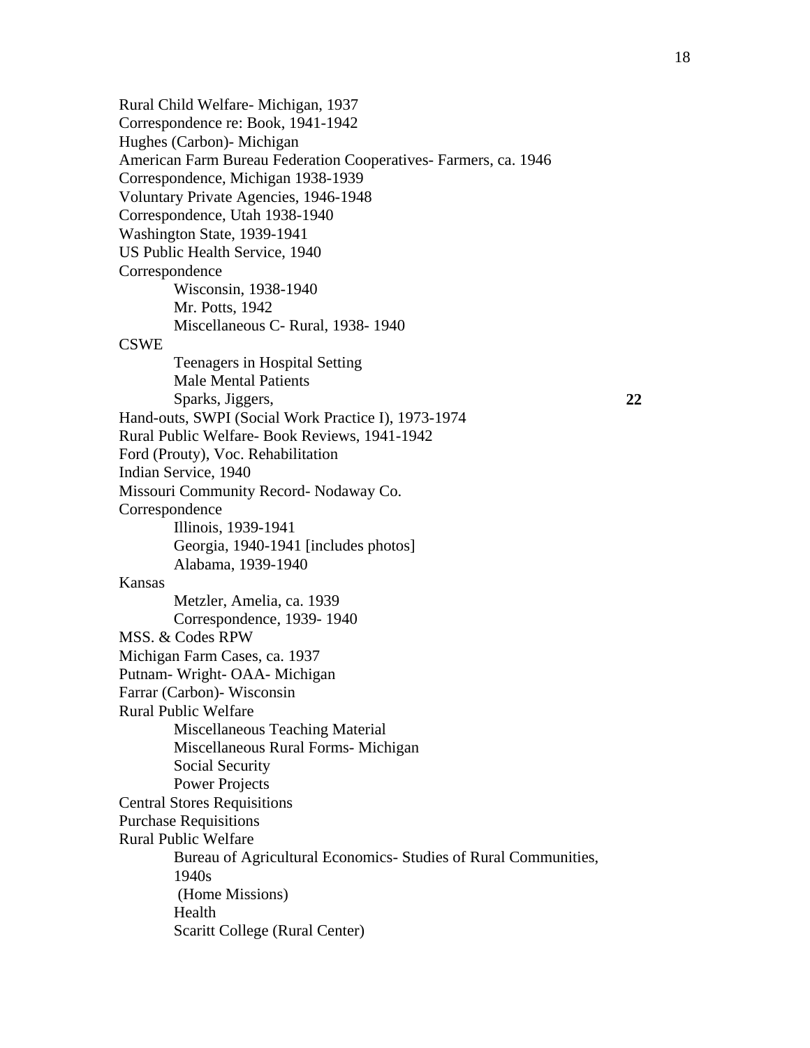Rural Child Welfare- Michigan, 1937
Correspondence re: Book, 1941-1942
Hughes (Carbon)- Michigan
American Farm Bureau Federation Cooperatives- Farmers, ca. 1946
Correspondence, Michigan 1938-1939
Voluntary Private Agencies, 1946-1948
Correspondence, Utah 1938-1940
Washington State, 1939-1941
US Public Health Service, 1940
Correspondence
- Wisconsin, 1938-1940
- Mr. Potts, 1942
- Miscellaneous C- Rural, 1938- 1940

CSWE
- Teenagers in Hospital Setting
- Male Mental Patients
- Sparks, Jiggers, **22**

Hand-outs, SWPI (Social Work Practice I), 1973-1974
Rural Public Welfare- Book Reviews, 1941-1942
Ford (Prouty), Voc. Rehabilitation
Indian Service, 1940
Missouri Community Record- Nodaway Co.
Correspondence
- Illinois, 1939-1941
- Georgia, 1940-1941 [includes photos]
- Alabama, 1939-1940

Kansas
- Metzler, Amelia, ca. 1939
- Correspondence, 1939- 1940

MSS. & Codes RPW
Michigan Farm Cases, ca. 1937
Putnam- Wright- OAA- Michigan
Farrar (Carbon)- Wisconsin
Rural Public Welfare
- Miscellaneous Teaching Material
- Miscellaneous Rural Forms- Michigan
- Social Security
- Power Projects

Central Stores Requisitions
Purchase Requisitions
Rural Public Welfare
- Bureau of Agricultural Economics- Studies of Rural Communities, 1940s
- (Home Missions)
- Health
- Scaritt College (Rural Center)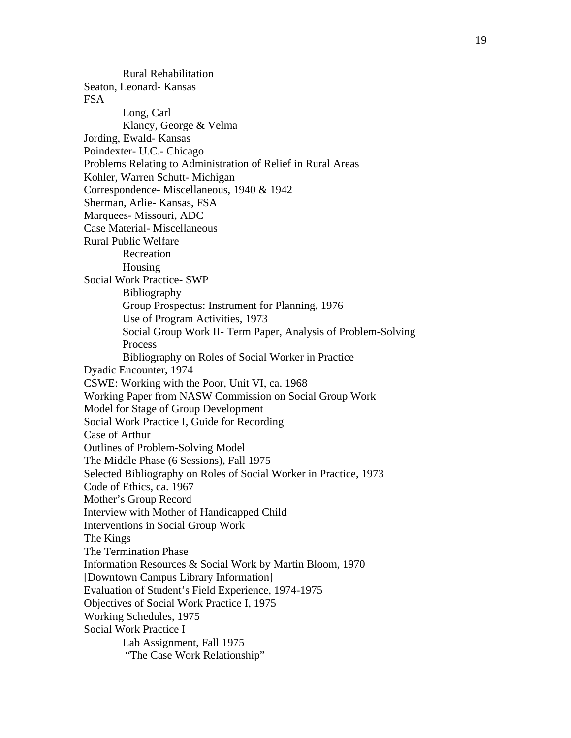Rural Rehabilitation

Seaton, Leonard- Kansas

FSA

    Long, Carl

    Klancy, George & Velma

Jording, Ewald- Kansas

Poindexter- U.C.- Chicago

Problems Relating to Administration of Relief in Rural Areas

Kohler, Warren Schutt- Michigan

Correspondence- Miscellaneous, 1940 & 1942

Sherman, Arlie- Kansas, FSA

Marquees- Missouri, ADC

Case Material- Miscellaneous

Rural Public Welfare

    Recreation

    Housing

Social Work Practice- SWP

    Bibliography

    Group Prospectus: Instrument for Planning, 1976

    Use of Program Activities, 1973

    Social Group Work II- Term Paper, Analysis of Problem-Solving Process

    Bibliography on Roles of Social Worker in Practice

Dyadic Encounter, 1974

CSWE: Working with the Poor, Unit VI, ca. 1968

Working Paper from NASW Commission on Social Group Work

Model for Stage of Group Development

Social Work Practice I, Guide for Recording

Case of Arthur

Outlines of Problem-Solving Model

The Middle Phase (6 Sessions), Fall 1975

Selected Bibliography on Roles of Social Worker in Practice, 1973

Code of Ethics, ca. 1967

Mother's Group Record

Interview with Mother of Handicapped Child

Interventions in Social Group Work

The Kings

The Termination Phase

Information Resources & Social Work by Martin Bloom, 1970

[Downtown Campus Library Information]

Evaluation of Student's Field Experience, 1974-1975

Objectives of Social Work Practice I, 1975

Working Schedules, 1975

Social Work Practice I

    Lab Assignment, Fall 1975

    "The Case Work Relationship"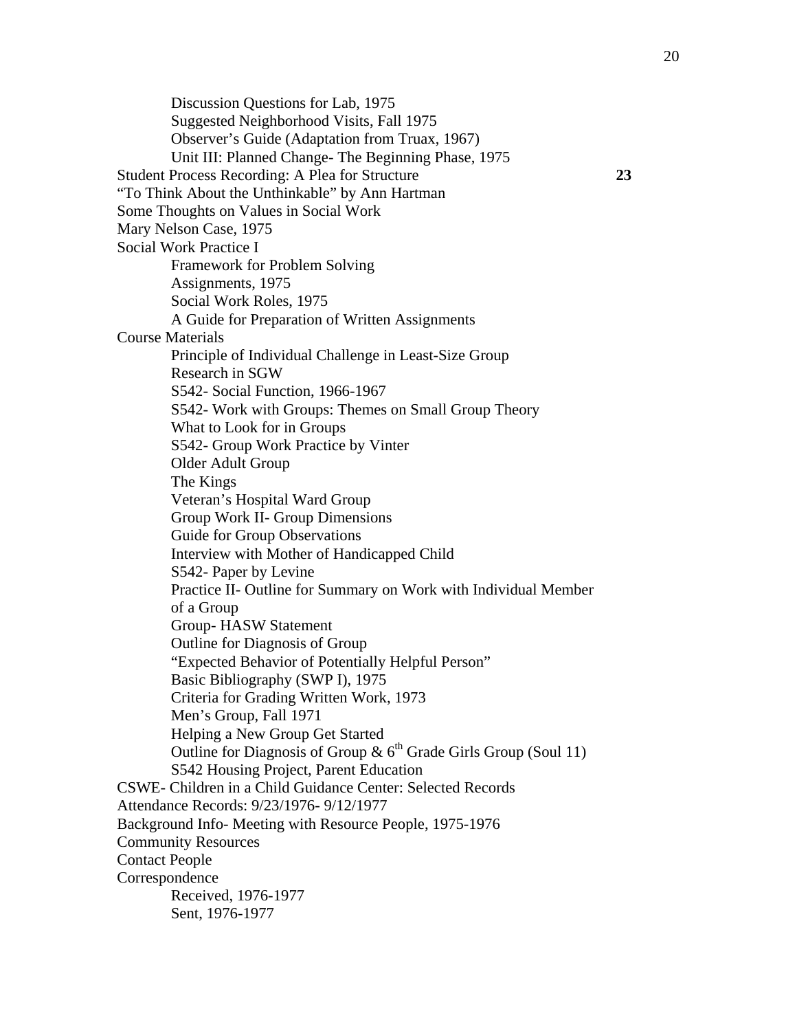- Discussion Questions for Lab, 1975
  - Suggested Neighborhood Visits, Fall 1975
  - Observer's Guide (Adaptation from Truax, 1967)
  - Unit III: Planned Change- The Beginning Phase, 1975

Student Process Recording: A Plea for Structure **23**

"To Think About the Unthinkable" by Ann Hartman

Some Thoughts on Values in Social Work

Mary Nelson Case, 1975

Social Work Practice I

- Framework for Problem Solving
- Assignments, 1975
- Social Work Roles, 1975
- A Guide for Preparation of Written Assignments

Course Materials

- Principle of Individual Challenge in Least-Size Group
- Research in SGW
- S542- Social Function, 1966-1967
- S542- Work with Groups: Themes on Small Group Theory
- What to Look for in Groups
- S542- Group Work Practice by Vinter
- Older Adult Group
- The Kings
- Veteran's Hospital Ward Group
- Group Work II- Group Dimensions
- Guide for Group Observations
- Interview with Mother of Handicapped Child
- S542- Paper by Levine
- Practice II- Outline for Summary on Work with Individual Member of a Group
- Group- HASW Statement
- Outline for Diagnosis of Group
- "Expected Behavior of Potentially Helpful Person"
- Basic Bibliography (SWP I), 1975
- Criteria for Grading Written Work, 1973
- Men's Group, Fall 1971
- Helping a New Group Get Started
- Outline for Diagnosis of Group & 6th Grade Girls Group (Soul 11)
- S542 Housing Project, Parent Education

CSWE- Children in a Child Guidance Center: Selected Records

Attendance Records: 9/23/1976- 9/12/1977

Background Info- Meeting with Resource People, 1975-1976

Community Resources

Contact People

Correspondence

- Received, 1976-1977
- Sent, 1976-1977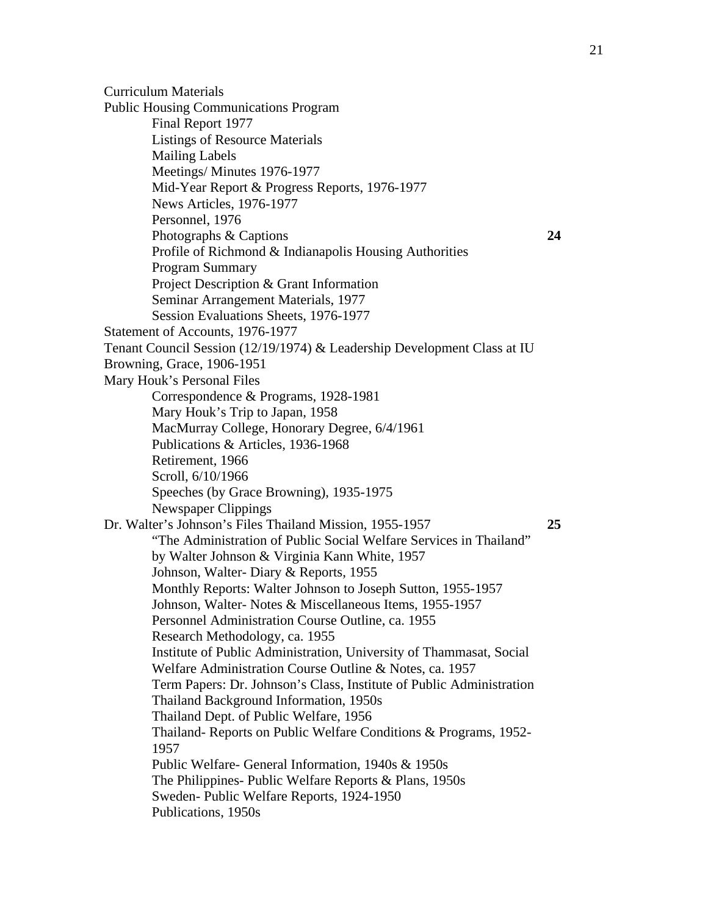Curriculum Materials
Public Housing Communications Program
    Final Report 1977
    Listings of Resource Materials
    Mailing Labels
    Meetings/ Minutes 1976-1977
    Mid-Year Report & Progress Reports, 1976-1977
    News Articles, 1976-1977
    Personnel, 1976
    Photographs & Captions **24**
    Profile of Richmond & Indianapolis Housing Authorities
    Program Summary
    Project Description & Grant Information
    Seminar Arrangement Materials, 1977
    Session Evaluations Sheets, 1976-1977
Statement of Accounts, 1976-1977
Tenant Council Session (12/19/1974) & Leadership Development Class at IU
Browning, Grace, 1906-1951
Mary Houk's Personal Files
    Correspondence & Programs, 1928-1981
    Mary Houk's Trip to Japan, 1958
    MacMurray College, Honorary Degree, 6/4/1961
    Publications & Articles, 1936-1968
    Retirement, 1966
    Scroll, 6/10/1966
    Speeches (by Grace Browning), 1935-1975
    Newspaper Clippings
Dr. Walter's Johnson's Files Thailand Mission, 1955-1957 **25**
    "The Administration of Public Social Welfare Services in Thailand" by Walter Johnson & Virginia Kann White, 1957
    Johnson, Walter- Diary & Reports, 1955
    Monthly Reports: Walter Johnson to Joseph Sutton, 1955-1957
    Johnson, Walter- Notes & Miscellaneous Items, 1955-1957
    Personnel Administration Course Outline, ca. 1955
    Research Methodology, ca. 1955
    Institute of Public Administration, University of Thammasat, Social Welfare Administration Course Outline & Notes, ca. 1957
    Term Papers: Dr. Johnson's Class, Institute of Public Administration
    Thailand Background Information, 1950s
    Thailand Dept. of Public Welfare, 1956
    Thailand- Reports on Public Welfare Conditions & Programs, 1952-1957
    Public Welfare- General Information, 1940s & 1950s
    The Philippines- Public Welfare Reports & Plans, 1950s
    Sweden- Public Welfare Reports, 1924-1950
    Publications, 1950s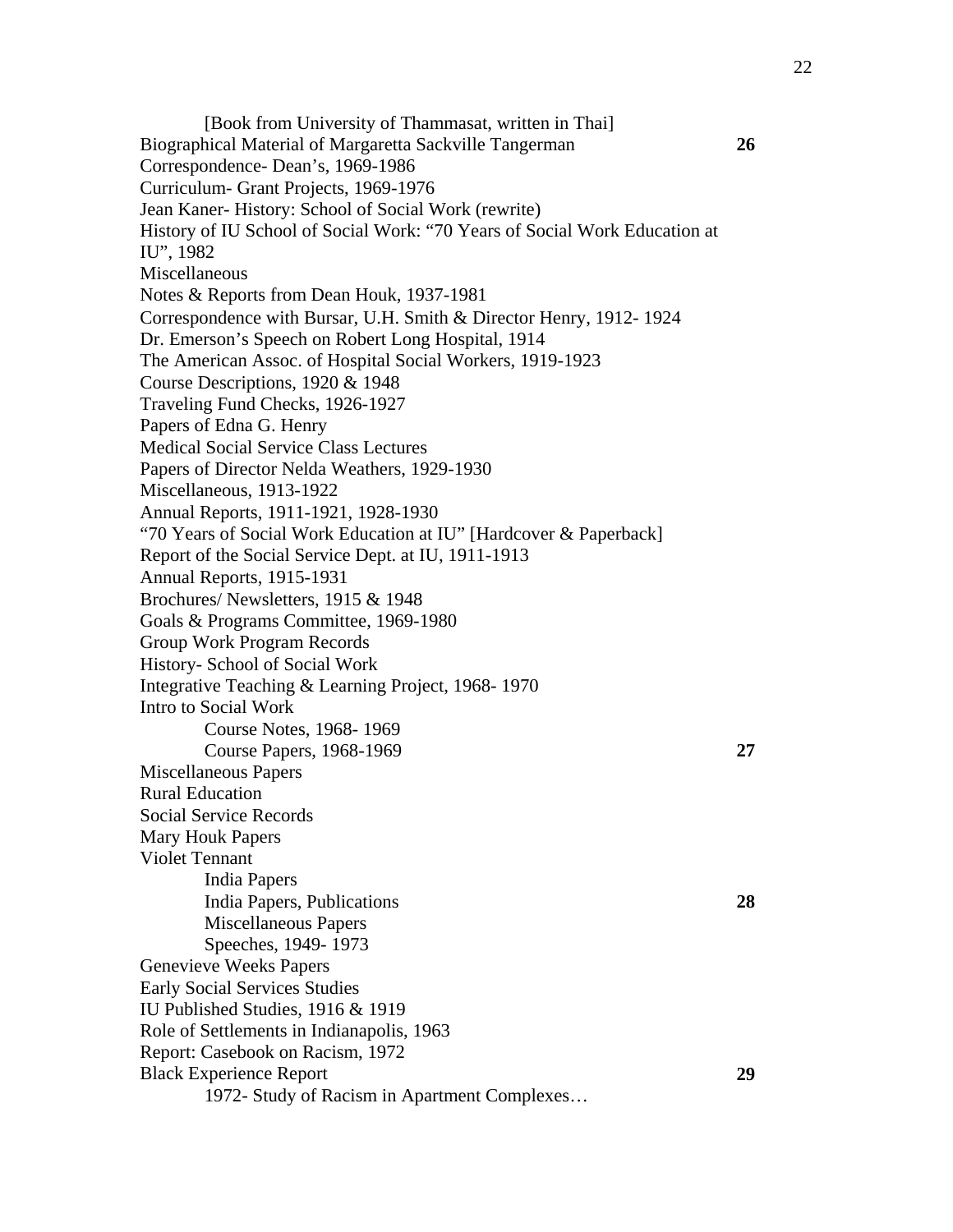[Book from University of Thammasat, written in Thai]

Biographical Material of Margaretta Sackville Tangerman **26**

Correspondence- Dean's, 1969-1986

Curriculum- Grant Projects, 1969-1976

Jean Kaner- History: School of Social Work (rewrite)

History of IU School of Social Work: "70 Years of Social Work Education at IU", 1982

Miscellaneous

Notes & Reports from Dean Houk, 1937-1981

Correspondence with Bursar, U.H. Smith & Director Henry, 1912- 1924

Dr. Emerson's Speech on Robert Long Hospital, 1914

The American Assoc. of Hospital Social Workers, 1919-1923

Course Descriptions, 1920 & 1948

Traveling Fund Checks, 1926-1927

Papers of Edna G. Henry

Medical Social Service Class Lectures

Papers of Director Nelda Weathers, 1929-1930

Miscellaneous, 1913-1922

Annual Reports, 1911-1921, 1928-1930

"70 Years of Social Work Education at IU" [Hardcover & Paperback]

Report of the Social Service Dept. at IU, 1911-1913

Annual Reports, 1915-1931

Brochures/ Newsletters, 1915 & 1948

Goals & Programs Committee, 1969-1980

Group Work Program Records

History- School of Social Work

Integrative Teaching & Learning Project, 1968- 1970

Intro to Social Work

- Course Notes, 1968- 1969
- Course Papers, 1968-1969 **27**

Miscellaneous Papers

Rural Education

Social Service Records

Mary Houk Papers

Violet Tennant

- India Papers
- India Papers, Publications **28**
- Miscellaneous Papers
- Speeches, 1949- 1973

Genevieve Weeks Papers

Early Social Services Studies

IU Published Studies, 1916 & 1919

Role of Settlements in Indianapolis, 1963

Report: Casebook on Racism, 1972

Black Experience Report **29**

- 1972- Study of Racism in Apartment Complexes…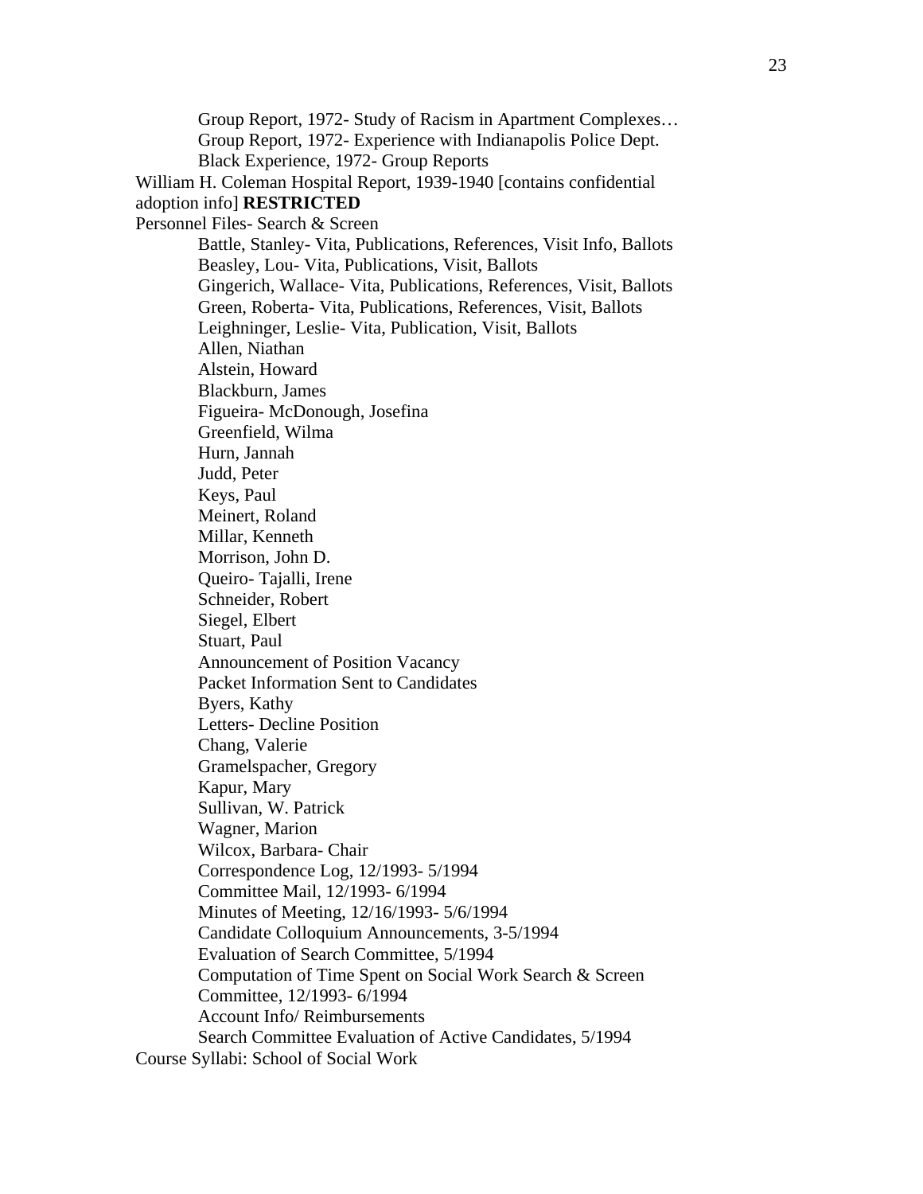Group Report, 1972- Study of Racism in Apartment Complexes…
Group Report, 1972- Experience with Indianapolis Police Dept.
Black Experience, 1972- Group Reports

William H. Coleman Hospital Report, 1939-1940 [contains confidential adoption info] **RESTRICTED**

Personnel Files- Search & Screen

- Battle, Stanley- Vita, Publications, References, Visit Info, Ballots
- Beasley, Lou- Vita, Publications, Visit, Ballots
- Gingerich, Wallace- Vita, Publications, References, Visit, Ballots
- Green, Roberta- Vita, Publications, References, Visit, Ballots
- Leighninger, Leslie- Vita, Publication, Visit, Ballots
- Allen, Niathan
- Alstein, Howard
- Blackburn, James
- Figueira- McDonough, Josefina
- Greenfield, Wilma
- Hurn, Jannah
- Judd, Peter
- Keys, Paul
- Meinert, Roland
- Millar, Kenneth
- Morrison, John D.
- Queiro- Tajalli, Irene
- Schneider, Robert
- Siegel, Elbert
- Stuart, Paul
- Announcement of Position Vacancy
- Packet Information Sent to Candidates
- Byers, Kathy
- Letters- Decline Position
- Chang, Valerie
- Gramelspacher, Gregory
- Kapur, Mary
- Sullivan, W. Patrick
- Wagner, Marion
- Wilcox, Barbara- Chair
- Correspondence Log, 12/1993- 5/1994
- Committee Mail, 12/1993- 6/1994
- Minutes of Meeting, 12/16/1993- 5/6/1994
- Candidate Colloquium Announcements, 3-5/1994
- Evaluation of Search Committee, 5/1994
- Computation of Time Spent on Social Work Search & Screen Committee, 12/1993- 6/1994
- Account Info/ Reimbursements
- Search Committee Evaluation of Active Candidates, 5/1994

Course Syllabi: School of Social Work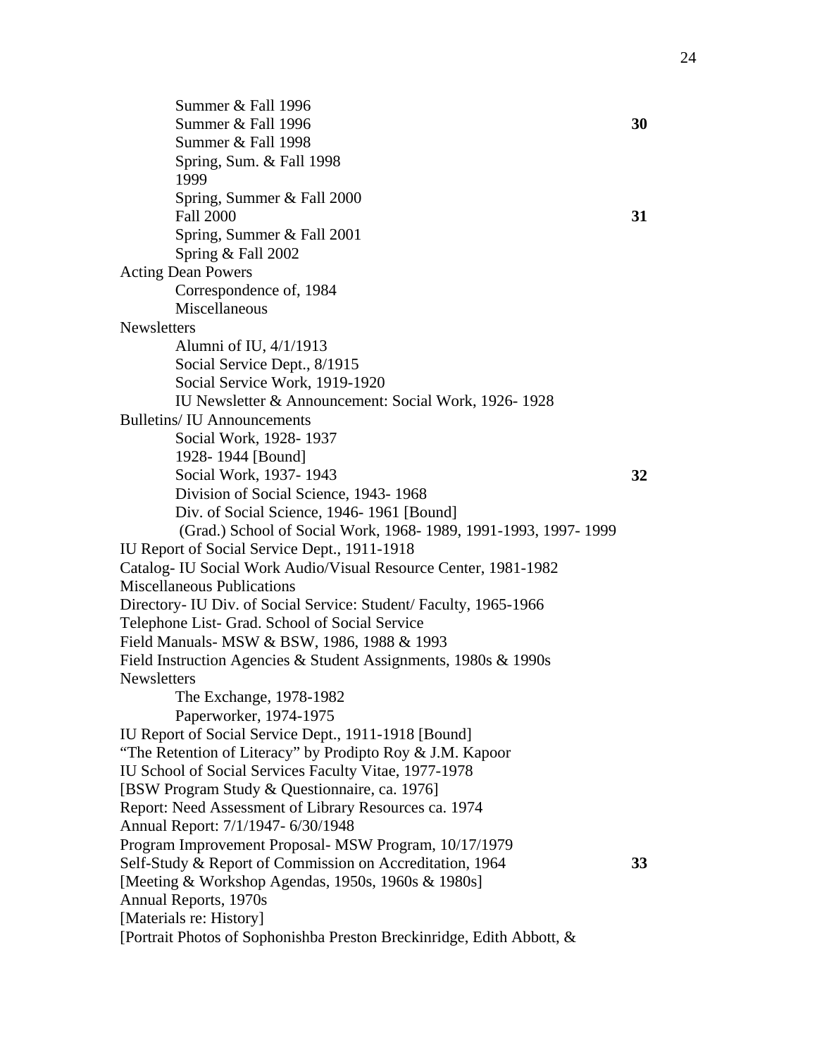Summer & Fall 1996
Summer & Fall 1996 **30**
Summer & Fall 1998
Spring, Sum. & Fall 1998
1999
Spring, Summer & Fall 2000
Fall 2000 **31**
Spring, Summer & Fall 2001
Spring & Fall 2002

Acting Dean Powers
- Correspondence of, 1984
- Miscellaneous

Newsletters
- Alumni of IU, 4/1/1913
- Social Service Dept., 8/1915
- Social Service Work, 1919-1920
- IU Newsletter & Announcement: Social Work, 1926- 1928

Bulletins/ IU Announcements
- Social Work, 1928- 1937
- 1928- 1944 [Bound]
- Social Work, 1937- 1943 **32**
- Division of Social Science, 1943- 1968
- Div. of Social Science, 1946- 1961 [Bound]
- (Grad.) School of Social Work, 1968- 1989, 1991-1993, 1997- 1999

IU Report of Social Service Dept., 1911-1918
Catalog- IU Social Work Audio/Visual Resource Center, 1981-1982
Miscellaneous Publications
Directory- IU Div. of Social Service: Student/ Faculty, 1965-1966
Telephone List- Grad. School of Social Service
Field Manuals- MSW & BSW, 1986, 1988 & 1993
Field Instruction Agencies & Student Assignments, 1980s & 1990s

Newsletters
- The Exchange, 1978-1982
- Paperworker, 1974-1975

IU Report of Social Service Dept., 1911-1918 [Bound]
"The Retention of Literacy" by Prodipto Roy & J.M. Kapoor
IU School of Social Services Faculty Vitae, 1977-1978
[BSW Program Study & Questionnaire, ca. 1976]
Report: Need Assessment of Library Resources ca. 1974
Annual Report: 7/1/1947- 6/30/1948
Program Improvement Proposal- MSW Program, 10/17/1979
Self-Study & Report of Commission on Accreditation, 1964 **33**
[Meeting & Workshop Agendas, 1950s, 1960s & 1980s]
Annual Reports, 1970s
[Materials re: History]
[Portrait Photos of Sophonishba Preston Breckinridge, Edith Abbott, &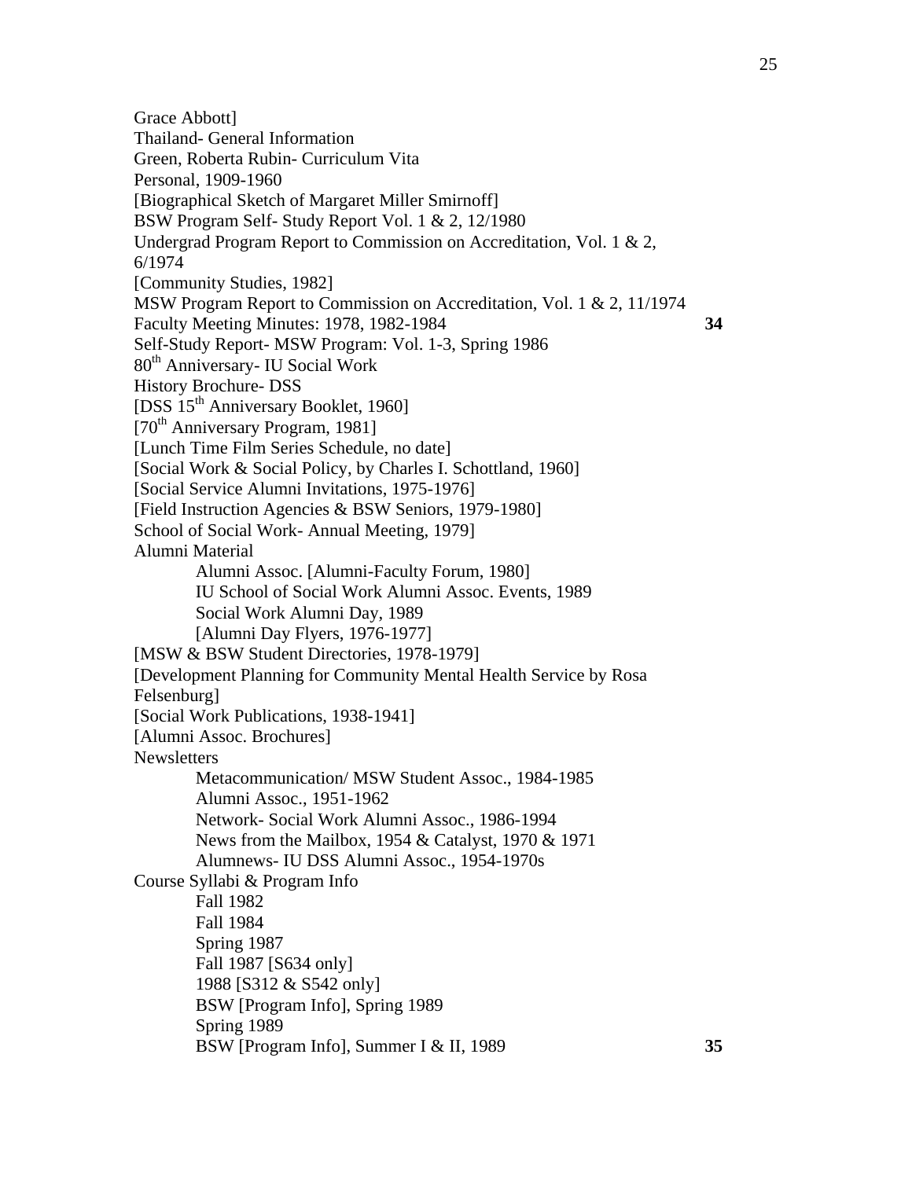Grace Abbott]
Thailand- General Information
Green, Roberta Rubin- Curriculum Vita
Personal, 1909-1960
[Biographical Sketch of Margaret Miller Smirnoff]
BSW Program Self- Study Report Vol. 1 & 2, 12/1980
Undergrad Program Report to Commission on Accreditation, Vol. 1 & 2, 6/1974
[Community Studies, 1982]
MSW Program Report to Commission on Accreditation, Vol. 1 & 2, 11/1974
Faculty Meeting Minutes: 1978, 1982-1984 **34**
Self-Study Report- MSW Program: Vol. 1-3, Spring 1986
80th Anniversary- IU Social Work
History Brochure- DSS
[DSS 15th Anniversary Booklet, 1960]
[70th Anniversary Program, 1981]
[Lunch Time Film Series Schedule, no date]
[Social Work & Social Policy, by Charles I. Schottland, 1960]
[Social Service Alumni Invitations, 1975-1976]
[Field Instruction Agencies & BSW Seniors, 1979-1980]
School of Social Work- Annual Meeting, 1979]
Alumni Material
- Alumni Assoc. [Alumni-Faculty Forum, 1980]
- IU School of Social Work Alumni Assoc. Events, 1989
- Social Work Alumni Day, 1989
- [Alumni Day Flyers, 1976-1977]

[MSW & BSW Student Directories, 1978-1979]
[Development Planning for Community Mental Health Service by Rosa Felsenburg]
[Social Work Publications, 1938-1941]
[Alumni Assoc. Brochures]
Newsletters
- Metacommunication/ MSW Student Assoc., 1984-1985
- Alumni Assoc., 1951-1962
- Network- Social Work Alumni Assoc., 1986-1994
- News from the Mailbox, 1954 & Catalyst, 1970 & 1971
- Alumnews- IU DSS Alumni Assoc., 1954-1970s

Course Syllabi & Program Info
- Fall 1982
- Fall 1984
- Spring 1987
- Fall 1987 [S634 only]
- 1988 [S312 & S542 only]
- BSW [Program Info], Spring 1989
- Spring 1989
- BSW [Program Info], Summer I & II, 1989 **35**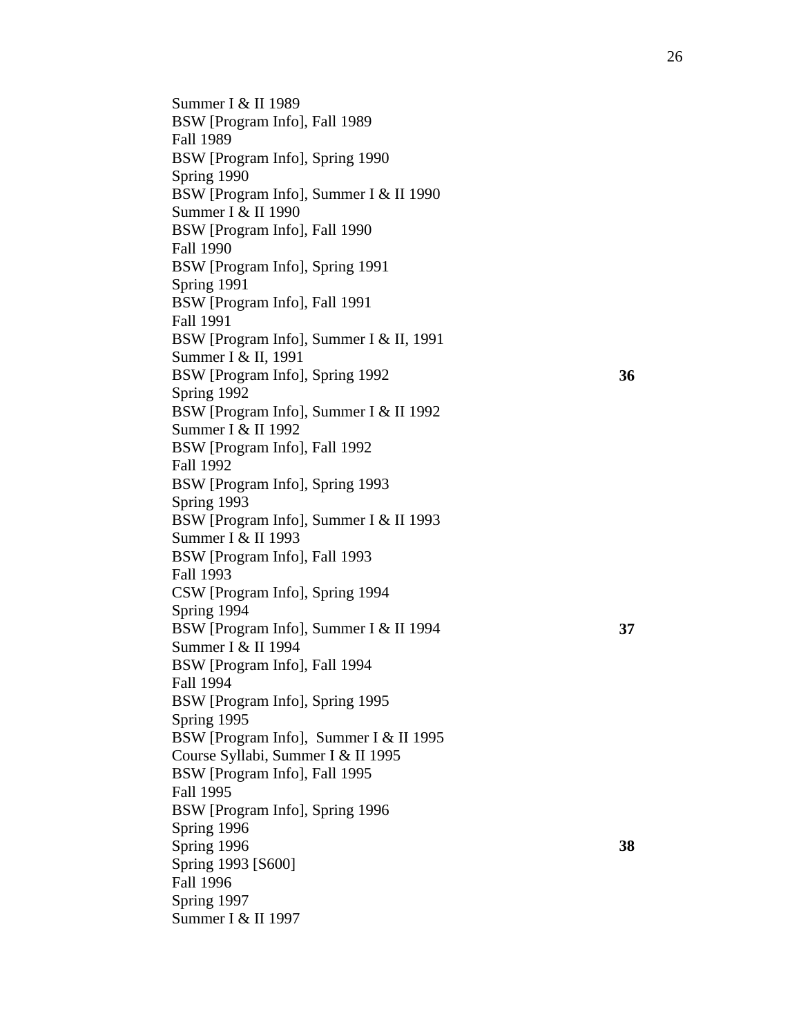Summer I & II 1989
BSW [Program Info], Fall 1989
Fall 1989
BSW [Program Info], Spring 1990
Spring 1990
BSW [Program Info], Summer I & II 1990
Summer I & II 1990
BSW [Program Info], Fall 1990
Fall 1990
BSW [Program Info], Spring 1991
Spring 1991
BSW [Program Info], Fall 1991
Fall 1991
BSW [Program Info], Summer I & II, 1991
Summer I & II, 1991
BSW [Program Info], Spring 1992 **36**
Spring 1992
BSW [Program Info], Summer I & II 1992
Summer I & II 1992
BSW [Program Info], Fall 1992
Fall 1992
BSW [Program Info], Spring 1993
Spring 1993
BSW [Program Info], Summer I & II 1993
Summer I & II 1993
BSW [Program Info], Fall 1993
Fall 1993
CSW [Program Info], Spring 1994
Spring 1994
BSW [Program Info], Summer I & II 1994 **37**
Summer I & II 1994
BSW [Program Info], Fall 1994
Fall 1994
BSW [Program Info], Spring 1995
Spring 1995
BSW [Program Info], Summer I & II 1995
Course Syllabi, Summer I & II 1995
BSW [Program Info], Fall 1995
Fall 1995
BSW [Program Info], Spring 1996
Spring 1996
Spring 1996 **38**
Spring 1993 [S600]
Fall 1996
Spring 1997
Summer I & II 1997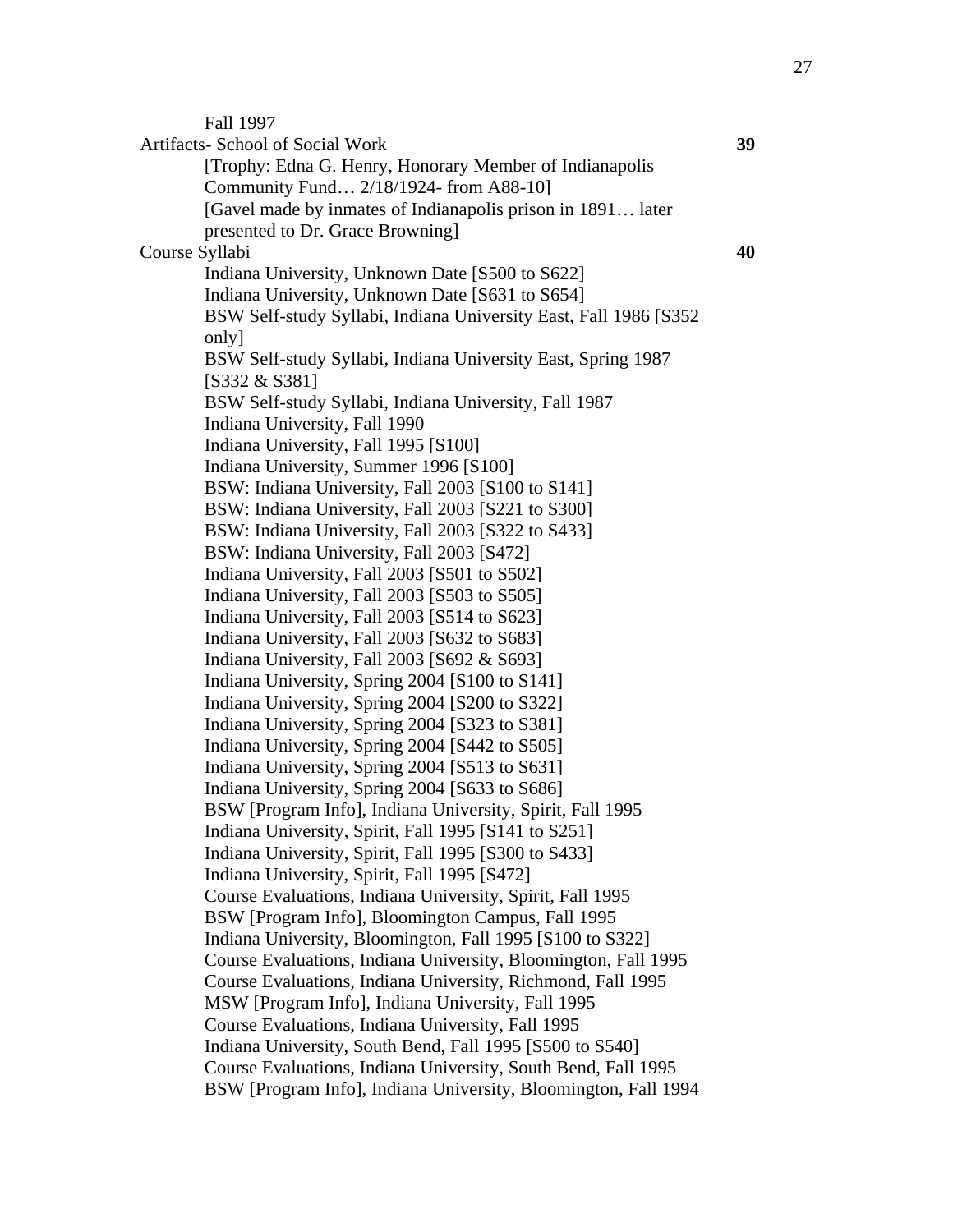Fall 1997

Artifacts- School of Social Work **39**

[Trophy: Edna G. Henry, Honorary Member of Indianapolis Community Fund… 2/18/1924- from A88-10]
[Gavel made by inmates of Indianapolis prison in 1891… later presented to Dr. Grace Browning]

Course Syllabi **40**

Indiana University, Unknown Date [S500 to S622]
Indiana University, Unknown Date [S631 to S654]
BSW Self-study Syllabi, Indiana University East, Fall 1986 [S352 only]
BSW Self-study Syllabi, Indiana University East, Spring 1987 [S332 & S381]
BSW Self-study Syllabi, Indiana University, Fall 1987
Indiana University, Fall 1990
Indiana University, Fall 1995 [S100]
Indiana University, Summer 1996 [S100]
BSW: Indiana University, Fall 2003 [S100 to S141]
BSW: Indiana University, Fall 2003 [S221 to S300]
BSW: Indiana University, Fall 2003 [S322 to S433]
BSW: Indiana University, Fall 2003 [S472]
Indiana University, Fall 2003 [S501 to S502]
Indiana University, Fall 2003 [S503 to S505]
Indiana University, Fall 2003 [S514 to S623]
Indiana University, Fall 2003 [S632 to S683]
Indiana University, Fall 2003 [S692 & S693]
Indiana University, Spring 2004 [S100 to S141]
Indiana University, Spring 2004 [S200 to S322]
Indiana University, Spring 2004 [S323 to S381]
Indiana University, Spring 2004 [S442 to S505]
Indiana University, Spring 2004 [S513 to S631]
Indiana University, Spring 2004 [S633 to S686]
BSW [Program Info], Indiana University, Spirit, Fall 1995
Indiana University, Spirit, Fall 1995 [S141 to S251]
Indiana University, Spirit, Fall 1995 [S300 to S433]
Indiana University, Spirit, Fall 1995 [S472]
Course Evaluations, Indiana University, Spirit, Fall 1995
BSW [Program Info], Bloomington Campus, Fall 1995
Indiana University, Bloomington, Fall 1995 [S100 to S322]
Course Evaluations, Indiana University, Bloomington, Fall 1995
Course Evaluations, Indiana University, Richmond, Fall 1995
MSW [Program Info], Indiana University, Fall 1995
Course Evaluations, Indiana University, Fall 1995
Indiana University, South Bend, Fall 1995 [S500 to S540]
Course Evaluations, Indiana University, South Bend, Fall 1995
BSW [Program Info], Indiana University, Bloomington, Fall 1994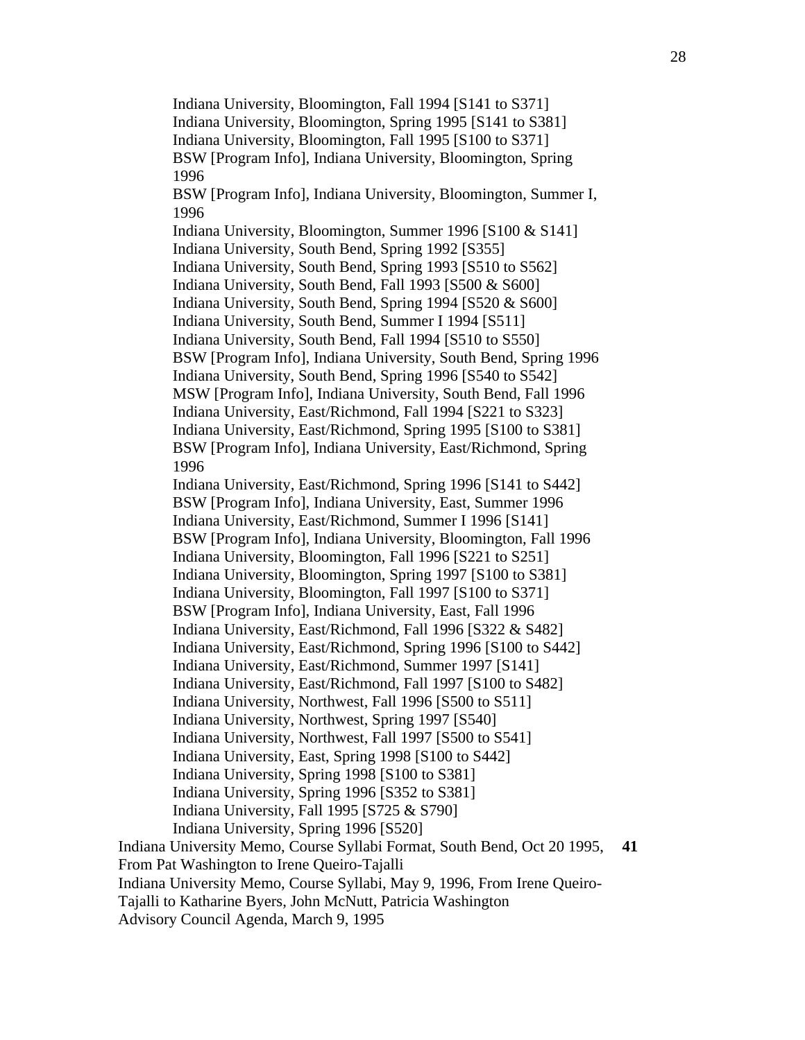Indiana University, Bloomington, Fall 1994 [S141 to S371]
Indiana University, Bloomington, Spring 1995 [S141 to S381]
Indiana University, Bloomington, Fall 1995 [S100 to S371]
BSW [Program Info], Indiana University, Bloomington, Spring 1996
BSW [Program Info], Indiana University, Bloomington, Summer I, 1996
Indiana University, Bloomington, Summer 1996 [S100 & S141]
Indiana University, South Bend, Spring 1992 [S355]
Indiana University, South Bend, Spring 1993 [S510 to S562]
Indiana University, South Bend, Fall 1993 [S500 & S600]
Indiana University, South Bend, Spring 1994 [S520 & S600]
Indiana University, South Bend, Summer I 1994 [S511]
Indiana University, South Bend, Fall 1994 [S510 to S550]
BSW [Program Info], Indiana University, South Bend, Spring 1996
Indiana University, South Bend, Spring 1996 [S540 to S542]
MSW [Program Info], Indiana University, South Bend, Fall 1996
Indiana University, East/Richmond, Fall 1994 [S221 to S323]
Indiana University, East/Richmond, Spring 1995 [S100 to S381]
BSW [Program Info], Indiana University, East/Richmond, Spring 1996
Indiana University, East/Richmond, Spring 1996 [S141 to S442]
BSW [Program Info], Indiana University, East, Summer 1996
Indiana University, East/Richmond, Summer I 1996 [S141]
BSW [Program Info], Indiana University, Bloomington, Fall 1996
Indiana University, Bloomington, Fall 1996 [S221 to S251]
Indiana University, Bloomington, Spring 1997 [S100 to S381]
Indiana University, Bloomington, Fall 1997 [S100 to S371]
BSW [Program Info], Indiana University, East, Fall 1996
Indiana University, East/Richmond, Fall 1996 [S322 & S482]
Indiana University, East/Richmond, Spring 1996 [S100 to S442]
Indiana University, East/Richmond, Summer 1997 [S141]
Indiana University, East/Richmond, Fall 1997 [S100 to S482]
Indiana University, Northwest, Fall 1996 [S500 to S511]
Indiana University, Northwest, Spring 1997 [S540]
Indiana University, Northwest, Fall 1997 [S500 to S541]
Indiana University, East, Spring 1998 [S100 to S442]
Indiana University, Spring 1998 [S100 to S381]
Indiana University, Spring 1996 [S352 to S381]
Indiana University, Fall 1995 [S725 & S790]
Indiana University, Spring 1996 [S520]

Indiana University Memo, Course Syllabi Format, South Bend, Oct 20 1995, From Pat Washington to Irene Queiro-Tajalli **41**

Indiana University Memo, Course Syllabi, May 9, 1996, From Irene Queiro-Tajalli to Katharine Byers, John McNutt, Patricia Washington

Advisory Council Agenda, March 9, 1995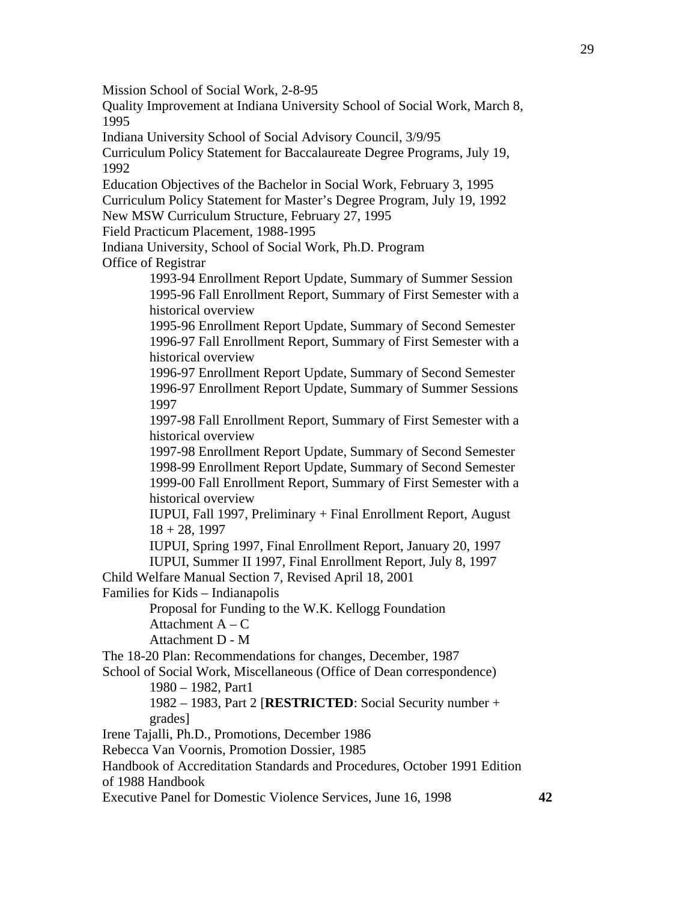Mission School of Social Work, 2-8-95
Quality Improvement at Indiana University School of Social Work, March 8, 1995
Indiana University School of Social Advisory Council, 3/9/95
Curriculum Policy Statement for Baccalaureate Degree Programs, July 19, 1992
Education Objectives of the Bachelor in Social Work, February 3, 1995
Curriculum Policy Statement for Master's Degree Program, July 19, 1992
New MSW Curriculum Structure, February 27, 1995
Field Practicum Placement, 1988-1995
Indiana University, School of Social Work, Ph.D. Program
Office of Registrar

- 1993-94 Enrollment Report Update, Summary of Summer Session
- 1995-96 Fall Enrollment Report, Summary of First Semester with a historical overview
- 1995-96 Enrollment Report Update, Summary of Second Semester
- 1996-97 Fall Enrollment Report, Summary of First Semester with a historical overview
- 1996-97 Enrollment Report Update, Summary of Second Semester
- 1996-97 Enrollment Report Update, Summary of Summer Sessions 1997
- 1997-98 Fall Enrollment Report, Summary of First Semester with a historical overview
- 1997-98 Enrollment Report Update, Summary of Second Semester
- 1998-99 Enrollment Report Update, Summary of Second Semester
- 1999-00 Fall Enrollment Report, Summary of First Semester with a historical overview
- IUPUI, Fall 1997, Preliminary + Final Enrollment Report, August 18 + 28, 1997
- IUPUI, Spring 1997, Final Enrollment Report, January 20, 1997
- IUPUI, Summer II 1997, Final Enrollment Report, July 8, 1997

Child Welfare Manual Section 7, Revised April 18, 2001
Families for Kids – Indianapolis

- Proposal for Funding to the W.K. Kellogg Foundation
- Attachment A – C
- Attachment D - M

The 18-20 Plan: Recommendations for changes, December, 1987
School of Social Work, Miscellaneous (Office of Dean correspondence)

- 1980 – 1982, Part1
- 1982 – 1983, Part 2 [**RESTRICTED**: Social Security number + grades]

Irene Tajalli, Ph.D., Promotions, December 1986
Rebecca Van Voornis, Promotion Dossier, 1985
Handbook of Accreditation Standards and Procedures, October 1991 Edition of 1988 Handbook
Executive Panel for Domestic Violence Services, June 16, 1998 **42**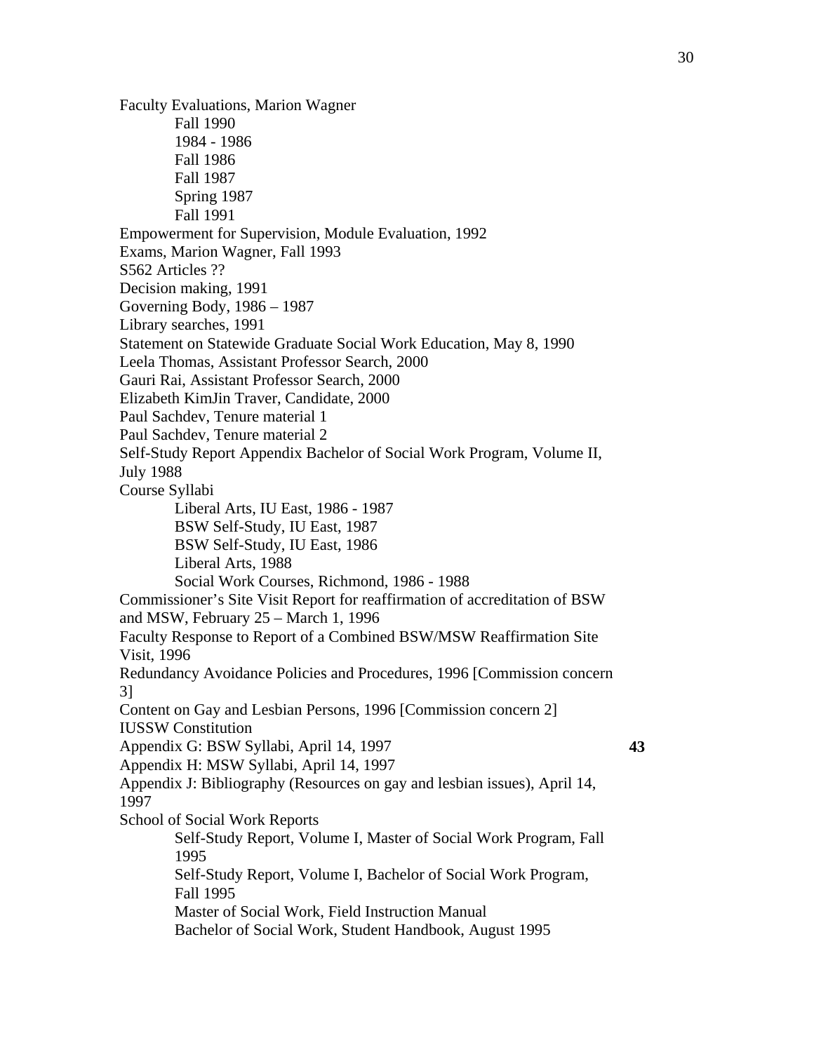Faculty Evaluations, Marion Wagner
- Fall 1990
- 1984 - 1986
- Fall 1986
- Fall 1987
- Spring 1987
- Fall 1991

Empowerment for Supervision, Module Evaluation, 1992
Exams, Marion Wagner, Fall 1993
S562 Articles ??
Decision making, 1991
Governing Body, 1986 – 1987
Library searches, 1991
Statement on Statewide Graduate Social Work Education, May 8, 1990
Leela Thomas, Assistant Professor Search, 2000
Gauri Rai, Assistant Professor Search, 2000
Elizabeth KimJin Traver, Candidate, 2000
Paul Sachdev, Tenure material 1
Paul Sachdev, Tenure material 2
Self-Study Report Appendix Bachelor of Social Work Program, Volume II, July 1988
Course Syllabi
- Liberal Arts, IU East, 1986 - 1987
- BSW Self-Study, IU East, 1987
- BSW Self-Study, IU East, 1986
- Liberal Arts, 1988
- Social Work Courses, Richmond, 1986 - 1988

Commissioner's Site Visit Report for reaffirmation of accreditation of BSW and MSW, February 25 – March 1, 1996
Faculty Response to Report of a Combined BSW/MSW Reaffirmation Site Visit, 1996
Redundancy Avoidance Policies and Procedures, 1996 [Commission concern 3]
Content on Gay and Lesbian Persons, 1996 [Commission concern 2]
IUSSW Constitution
Appendix G: BSW Syllabi, April 14, 1997 **43**
Appendix H: MSW Syllabi, April 14, 1997
Appendix J: Bibliography (Resources on gay and lesbian issues), April 14, 1997
School of Social Work Reports
- Self-Study Report, Volume I, Master of Social Work Program, Fall 1995
- Self-Study Report, Volume I, Bachelor of Social Work Program, Fall 1995
- Master of Social Work, Field Instruction Manual
- Bachelor of Social Work, Student Handbook, August 1995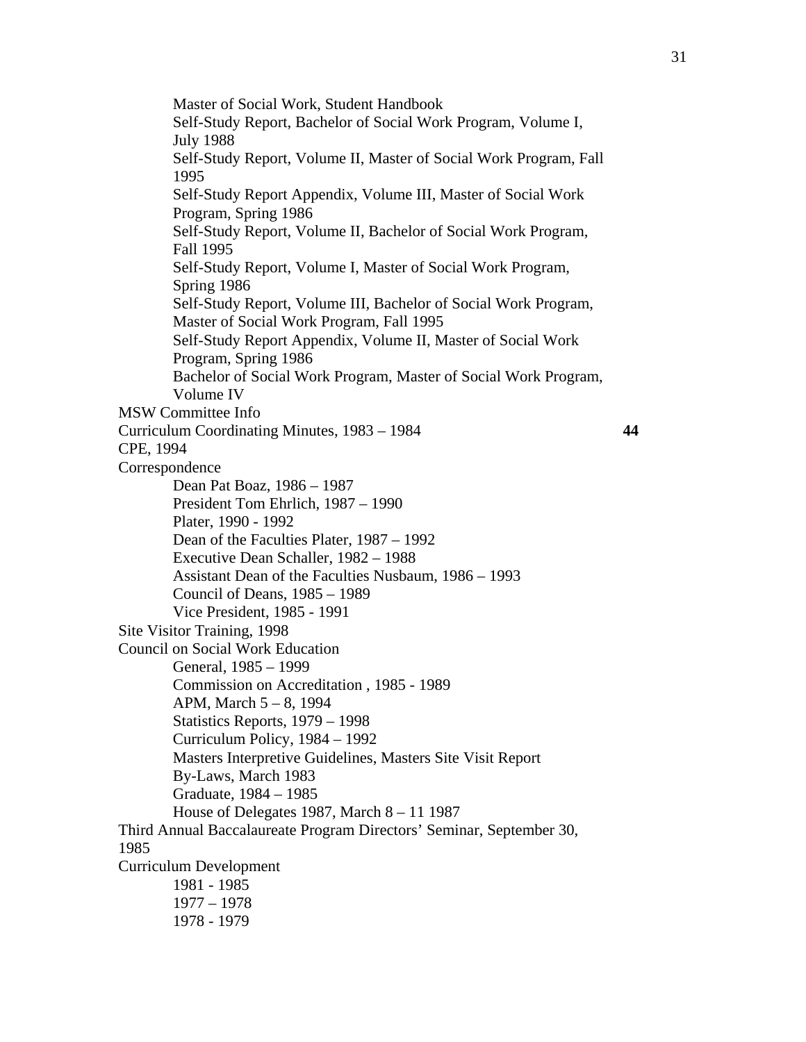- Master of Social Work, Student Handbook
- Self-Study Report, Bachelor of Social Work Program, Volume I, July 1988
- Self-Study Report, Volume II, Master of Social Work Program, Fall 1995
- Self-Study Report Appendix, Volume III, Master of Social Work Program, Spring 1986
- Self-Study Report, Volume II, Bachelor of Social Work Program, Fall 1995
- Self-Study Report, Volume I, Master of Social Work Program, Spring 1986
- Self-Study Report, Volume III, Bachelor of Social Work Program, Master of Social Work Program, Fall 1995
- Self-Study Report Appendix, Volume II, Master of Social Work Program, Spring 1986
- Bachelor of Social Work Program, Master of Social Work Program, Volume IV

MSW Committee Info

Curriculum Coordinating Minutes, 1983 – 1984 **44**

CPE, 1994

Correspondence

- Dean Pat Boaz, 1986 – 1987
- President Tom Ehrlich, 1987 – 1990
- Plater, 1990 - 1992
- Dean of the Faculties Plater, 1987 – 1992
- Executive Dean Schaller, 1982 – 1988
- Assistant Dean of the Faculties Nusbaum, 1986 – 1993
- Council of Deans, 1985 – 1989
- Vice President, 1985 - 1991

Site Visitor Training, 1998

Council on Social Work Education

- General, 1985 – 1999
- Commission on Accreditation , 1985 - 1989
- APM, March 5 – 8, 1994
- Statistics Reports, 1979 – 1998
- Curriculum Policy, 1984 – 1992
- Masters Interpretive Guidelines, Masters Site Visit Report
- By-Laws, March 1983
- Graduate, 1984 – 1985
- House of Delegates 1987, March 8 – 11 1987

Third Annual Baccalaureate Program Directors' Seminar, September 30, 1985

Curriculum Development

- 1981 - 1985
- 1977 – 1978
- 1978 - 1979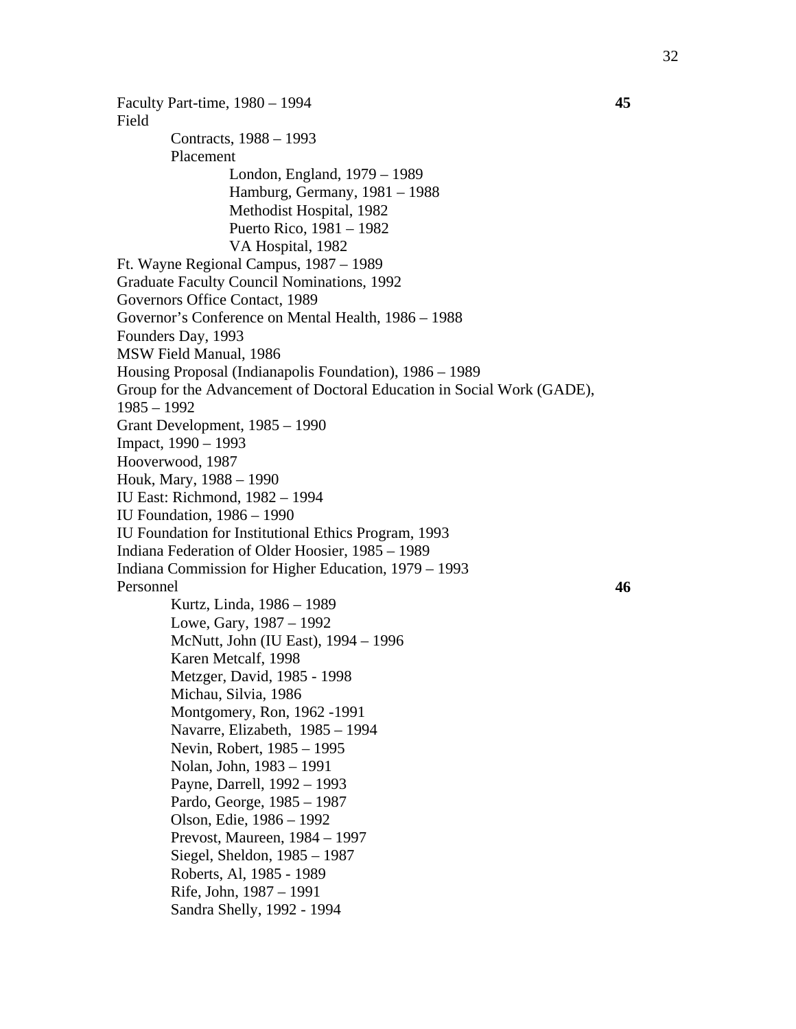Faculty Part-time, 1980 – 1994 **45**

Field

- Contracts, 1988 – 1993
- Placement
  - London, England, 1979 – 1989
  - Hamburg, Germany, 1981 – 1988
  - Methodist Hospital, 1982
  - Puerto Rico, 1981 – 1982
  - VA Hospital, 1982

Ft. Wayne Regional Campus, 1987 – 1989
Graduate Faculty Council Nominations, 1992
Governors Office Contact, 1989
Governor's Conference on Mental Health, 1986 – 1988
Founders Day, 1993
MSW Field Manual, 1986
Housing Proposal (Indianapolis Foundation), 1986 – 1989
Group for the Advancement of Doctoral Education in Social Work (GADE), 1985 – 1992
Grant Development, 1985 – 1990
Impact, 1990 – 1993
Hooverwood, 1987
Houk, Mary, 1988 – 1990
IU East: Richmond, 1982 – 1994
IU Foundation, 1986 – 1990
IU Foundation for Institutional Ethics Program, 1993
Indiana Federation of Older Hoosier, 1985 – 1989
Indiana Commission for Higher Education, 1979 – 1993

Personnel **46**

- Kurtz, Linda, 1986 – 1989
- Lowe, Gary, 1987 – 1992
- McNutt, John (IU East), 1994 – 1996
- Karen Metcalf, 1998
- Metzger, David, 1985 - 1998
- Michau, Silvia, 1986
- Montgomery, Ron, 1962 -1991
- Navarre, Elizabeth, 1985 – 1994
- Nevin, Robert, 1985 – 1995
- Nolan, John, 1983 – 1991
- Payne, Darrell, 1992 – 1993
- Pardo, George, 1985 – 1987
- Olson, Edie, 1986 – 1992
- Prevost, Maureen, 1984 – 1997
- Siegel, Sheldon, 1985 – 1987
- Roberts, Al, 1985 - 1989
- Rife, John, 1987 – 1991
- Sandra Shelly, 1992 - 1994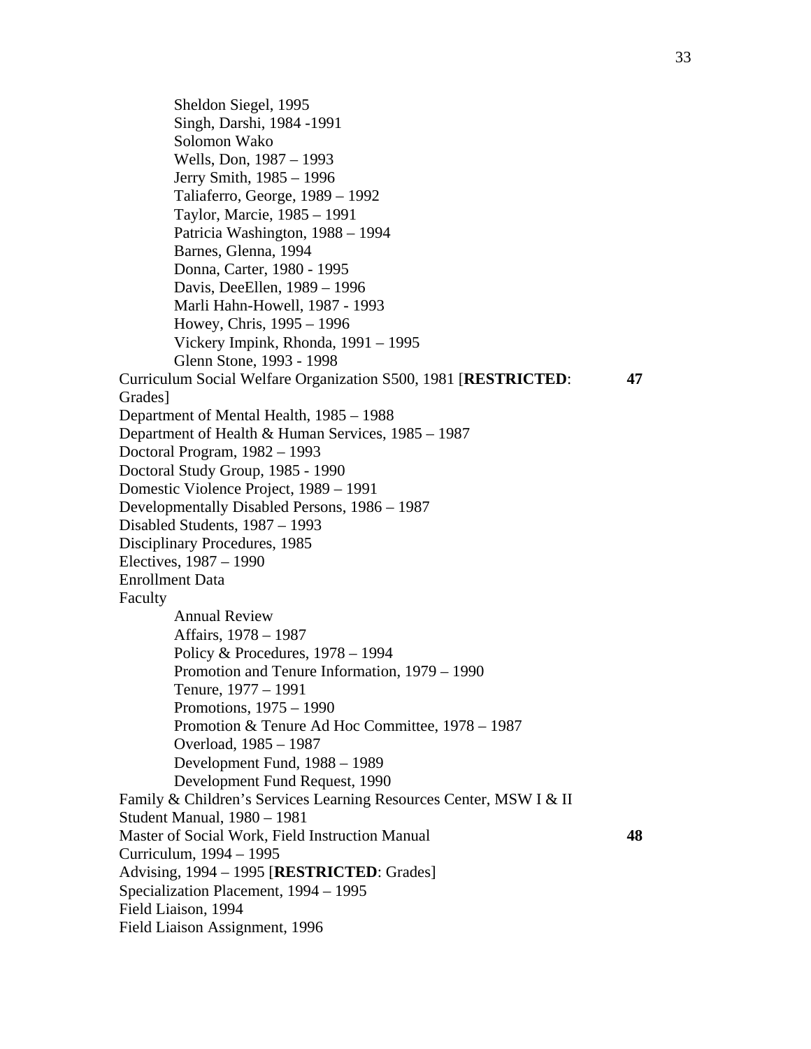Sheldon Siegel, 1995
    Singh, Darshi, 1984 -1991
    Solomon Wako
    Wells, Don, 1987 – 1993
    Jerry Smith, 1985 – 1996
    Taliaferro, George, 1989 – 1992
    Taylor, Marcie, 1985 – 1991
    Patricia Washington, 1988 – 1994
    Barnes, Glenna, 1994
    Donna, Carter, 1980 - 1995
    Davis, DeeEllen, 1989 – 1996
    Marli Hahn-Howell, 1987 - 1993
    Howey, Chris, 1995 – 1996
    Vickery Impink, Rhonda, 1991 – 1995
    Glenn Stone, 1993 - 1998

Curriculum Social Welfare Organization S500, 1981 [**RESTRICTED**: Grades] **47**

Department of Mental Health, 1985 – 1988

Department of Health & Human Services, 1985 – 1987

Doctoral Program, 1982 – 1993

Doctoral Study Group, 1985 - 1990

Domestic Violence Project, 1989 – 1991

Developmentally Disabled Persons, 1986 – 1987

Disabled Students, 1987 – 1993

Disciplinary Procedures, 1985

Electives, 1987 – 1990

Enrollment Data

Faculty

    Annual Review
    Affairs, 1978 – 1987
    Policy & Procedures, 1978 – 1994
    Promotion and Tenure Information, 1979 – 1990
    Tenure, 1977 – 1991
    Promotions, 1975 – 1990
    Promotion & Tenure Ad Hoc Committee, 1978 – 1987
    Overload, 1985 – 1987
    Development Fund, 1988 – 1989
    Development Fund Request, 1990

Family & Children's Services Learning Resources Center, MSW I & II Student Manual, 1980 – 1981

Master of Social Work, Field Instruction Manual **48**

Curriculum, 1994 – 1995

Advising, 1994 – 1995 [**RESTRICTED**: Grades]

Specialization Placement, 1994 – 1995

Field Liaison, 1994

Field Liaison Assignment, 1996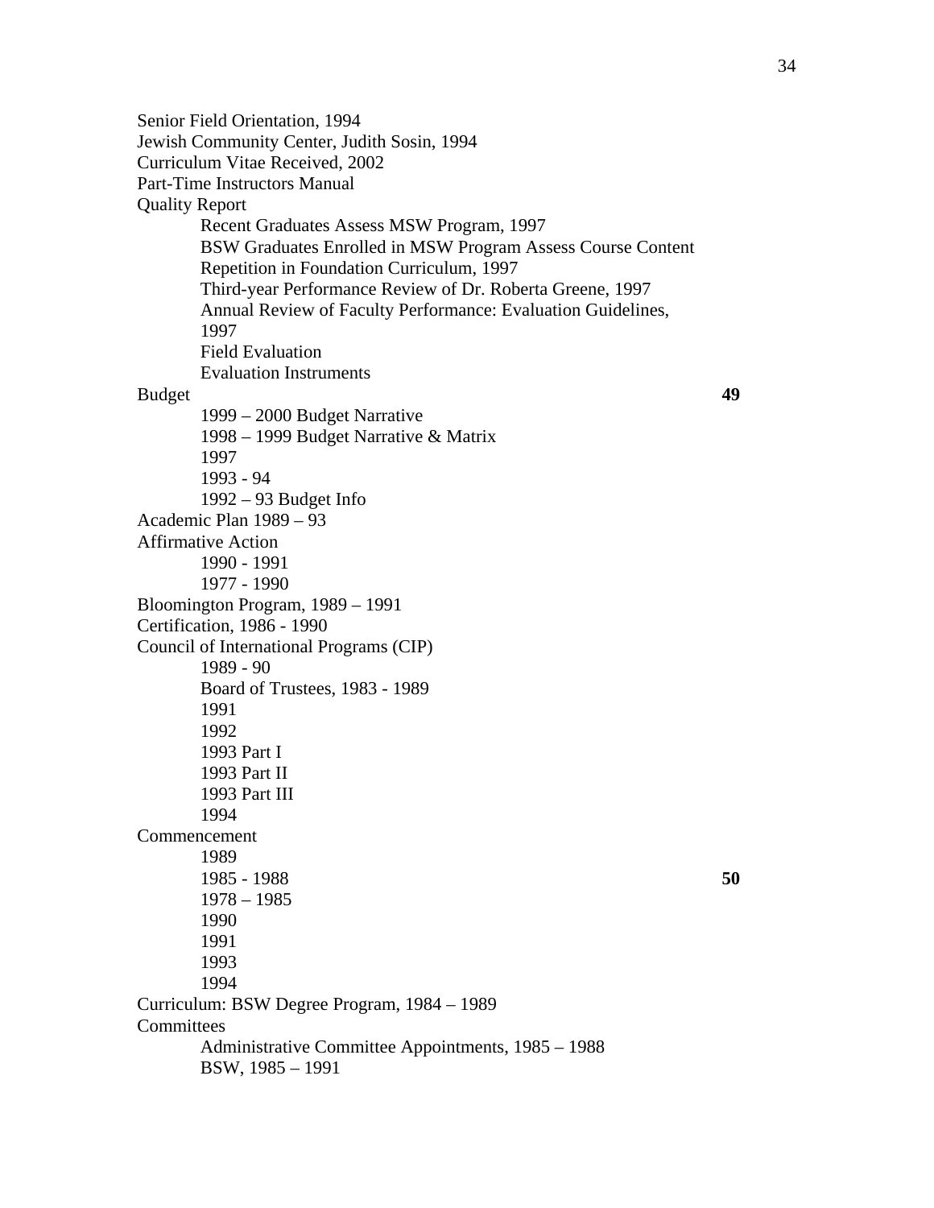Senior Field Orientation, 1994
Jewish Community Center, Judith Sosin, 1994
Curriculum Vitae Received, 2002
Part-Time Instructors Manual
Quality Report
- Recent Graduates Assess MSW Program, 1997
- BSW Graduates Enrolled in MSW Program Assess Course Content Repetition in Foundation Curriculum, 1997
- Third-year Performance Review of Dr. Roberta Greene, 1997
- Annual Review of Faculty Performance: Evaluation Guidelines, 1997
- Field Evaluation
- Evaluation Instruments

Budget **49**
- 1999 – 2000 Budget Narrative
- 1998 – 1999 Budget Narrative & Matrix
- 1997
- 1993 - 94
- 1992 – 93 Budget Info

Academic Plan 1989 – 93
Affirmative Action
- 1990 - 1991
- 1977 - 1990

Bloomington Program, 1989 – 1991
Certification, 1986 - 1990
Council of International Programs (CIP)
- 1989 - 90
- Board of Trustees, 1983 - 1989
- 1991
- 1992
- 1993 Part I
- 1993 Part II
- 1993 Part III
- 1994

Commencement
- 1989
- 1985 - 1988 **50**
- 1978 – 1985
- 1990
- 1991
- 1993
- 1994

Curriculum: BSW Degree Program, 1984 – 1989
Committees
- Administrative Committee Appointments, 1985 – 1988
- BSW, 1985 – 1991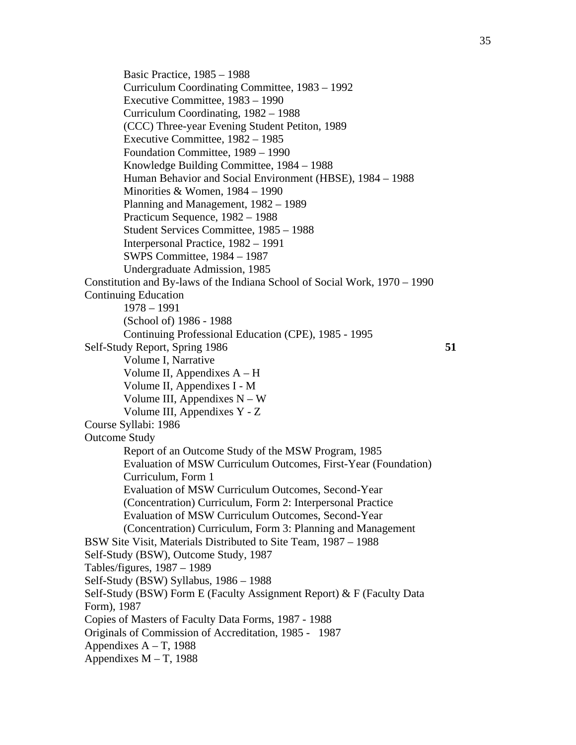Basic Practice, 1985 – 1988
Curriculum Coordinating Committee, 1983 – 1992
Executive Committee, 1983 – 1990
Curriculum Coordinating, 1982 – 1988
(CCC) Three-year Evening Student Petiton, 1989
Executive Committee, 1982 – 1985
Foundation Committee, 1989 – 1990
Knowledge Building Committee, 1984 – 1988
Human Behavior and Social Environment (HBSE), 1984 – 1988
Minorities & Women, 1984 – 1990
Planning and Management, 1982 – 1989
Practicum Sequence, 1982 – 1988
Student Services Committee, 1985 – 1988
Interpersonal Practice, 1982 – 1991
SWPS Committee, 1984 – 1987
Undergraduate Admission, 1985

Constitution and By-laws of the Indiana School of Social Work, 1970 – 1990

Continuing Education
1978 – 1991
(School of) 1986 - 1988
Continuing Professional Education (CPE), 1985 - 1995

Self-Study Report, Spring 1986 **51**
Volume I, Narrative
Volume II, Appendixes A – H
Volume II, Appendixes I - M
Volume III, Appendixes N – W
Volume III, Appendixes Y - Z

Course Syllabi: 1986

Outcome Study
Report of an Outcome Study of the MSW Program, 1985
Evaluation of MSW Curriculum Outcomes, First-Year (Foundation) Curriculum, Form 1
Evaluation of MSW Curriculum Outcomes, Second-Year (Concentration) Curriculum, Form 2: Interpersonal Practice
Evaluation of MSW Curriculum Outcomes, Second-Year (Concentration) Curriculum, Form 3: Planning and Management

BSW Site Visit, Materials Distributed to Site Team, 1987 – 1988
Self-Study (BSW), Outcome Study, 1987
Tables/figures, 1987 – 1989
Self-Study (BSW) Syllabus, 1986 – 1988
Self-Study (BSW) Form E (Faculty Assignment Report) & F (Faculty Data Form), 1987
Copies of Masters of Faculty Data Forms, 1987 - 1988
Originals of Commission of Accreditation, 1985 - 1987
Appendixes A – T, 1988
Appendixes M – T, 1988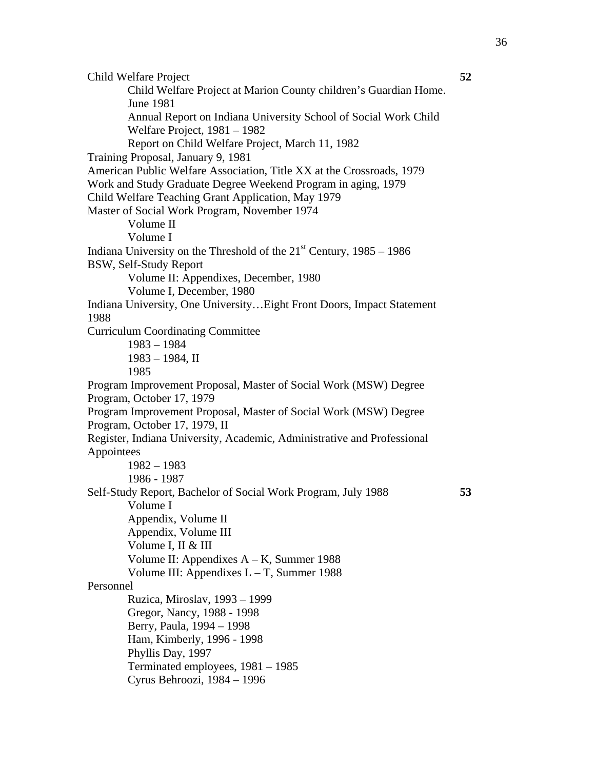Child Welfare Project **52**

- Child Welfare Project at Marion County children's Guardian Home. June 1981
- Annual Report on Indiana University School of Social Work Child Welfare Project, 1981 – 1982
- Report on Child Welfare Project, March 11, 1982

Training Proposal, January 9, 1981

American Public Welfare Association, Title XX at the Crossroads, 1979

Work and Study Graduate Degree Weekend Program in aging, 1979

Child Welfare Teaching Grant Application, May 1979

Master of Social Work Program, November 1974

- Volume II
- Volume I

Indiana University on the Threshold of the 21st Century, 1985 – 1986

BSW, Self-Study Report

- Volume II: Appendixes, December, 1980
- Volume I, December, 1980

Indiana University, One University…Eight Front Doors, Impact Statement 1988

Curriculum Coordinating Committee

- 1983 – 1984
- 1983 – 1984, II
- 1985

Program Improvement Proposal, Master of Social Work (MSW) Degree Program, October 17, 1979

Program Improvement Proposal, Master of Social Work (MSW) Degree Program, October 17, 1979, II

Register, Indiana University, Academic, Administrative and Professional Appointees

- 1982 – 1983
- 1986 - 1987

Self-Study Report, Bachelor of Social Work Program, July 1988 **53**

- Volume I
- Appendix, Volume II
- Appendix, Volume III
- Volume I, II & III
- Volume II: Appendixes A – K, Summer 1988
- Volume III: Appendixes L – T, Summer 1988

Personnel

- Ruzica, Miroslav, 1993 – 1999
- Gregor, Nancy, 1988 - 1998
- Berry, Paula, 1994 – 1998
- Ham, Kimberly, 1996 - 1998
- Phyllis Day, 1997
- Terminated employees, 1981 – 1985
- Cyrus Behroozi, 1984 – 1996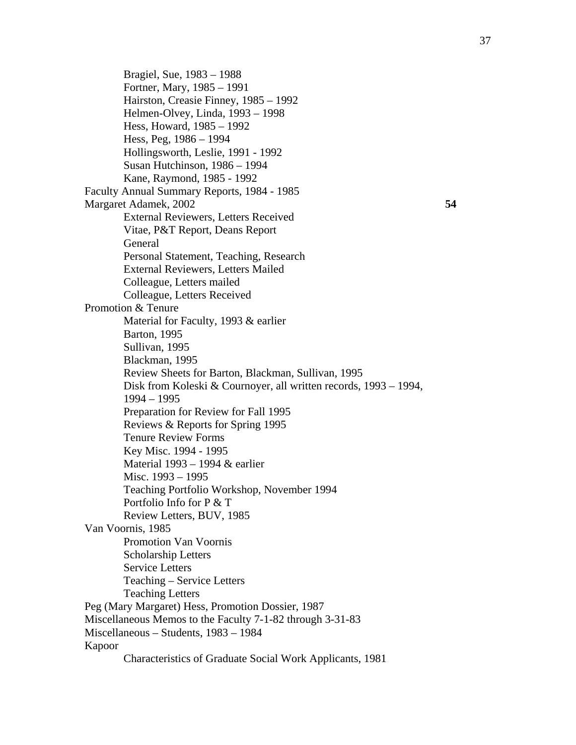- Bragiel, Sue, 1983 – 1988
- Fortner, Mary, 1985 – 1991
- Hairston, Creasie Finney, 1985 – 1992
- Helmen-Olvey, Linda, 1993 – 1998
- Hess, Howard, 1985 – 1992
- Hess, Peg, 1986 – 1994
- Hollingsworth, Leslie, 1991 - 1992
- Susan Hutchinson, 1986 – 1994
- Kane, Raymond, 1985 - 1992

Faculty Annual Summary Reports, 1984 - 1985

Margaret Adamek, 2002 **54**

- External Reviewers, Letters Received
- Vitae, P&T Report, Deans Report
- General
- Personal Statement, Teaching, Research
- External Reviewers, Letters Mailed
- Colleague, Letters mailed
- Colleague, Letters Received

Promotion & Tenure

- Material for Faculty, 1993 & earlier
- Barton, 1995
- Sullivan, 1995
- Blackman, 1995
- Review Sheets for Barton, Blackman, Sullivan, 1995
- Disk from Koleski & Cournoyer, all written records, 1993 – 1994, 1994 – 1995
- Preparation for Review for Fall 1995
- Reviews & Reports for Spring 1995
- Tenure Review Forms
- Key Misc. 1994 - 1995
- Material 1993 – 1994 & earlier
- Misc. 1993 – 1995
- Teaching Portfolio Workshop, November 1994
- Portfolio Info for P & T
- Review Letters, BUV, 1985

Van Voornis, 1985

- Promotion Van Voornis
- Scholarship Letters
- Service Letters
- Teaching – Service Letters
- Teaching Letters

Peg (Mary Margaret) Hess, Promotion Dossier, 1987

Miscellaneous Memos to the Faculty 7-1-82 through 3-31-83

Miscellaneous – Students, 1983 – 1984

Kapoor

- Characteristics of Graduate Social Work Applicants, 1981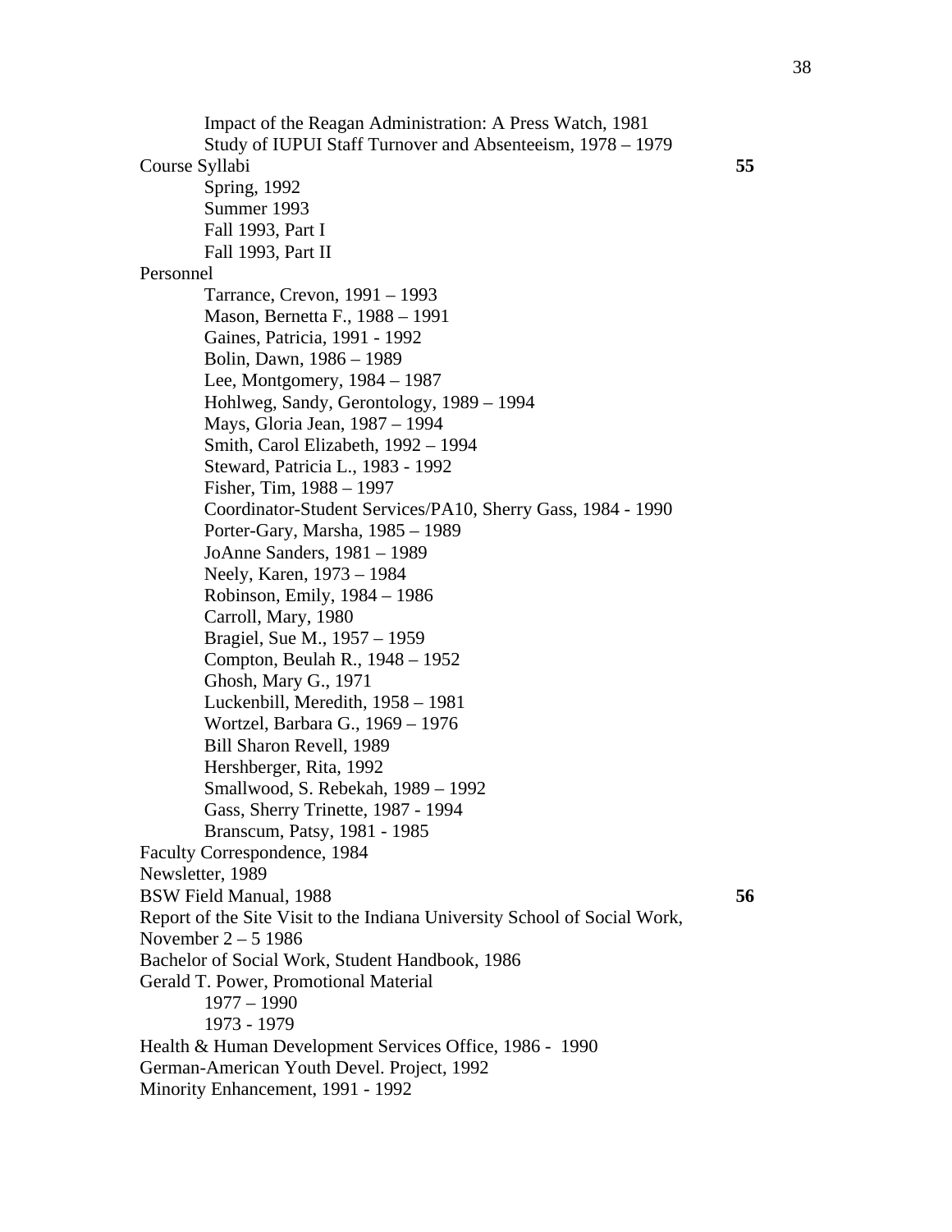Impact of the Reagan Administration: A Press Watch, 1981
Study of IUPUI Staff Turnover and Absenteeism, 1978 – 1979

Course Syllabi **55**

- Spring, 1992
- Summer 1993
- Fall 1993, Part I
- Fall 1993, Part II

Personnel

- Tarrance, Crevon, 1991 – 1993
- Mason, Bernetta F., 1988 – 1991
- Gaines, Patricia, 1991 - 1992
- Bolin, Dawn, 1986 – 1989
- Lee, Montgomery, 1984 – 1987
- Hohlweg, Sandy, Gerontology, 1989 – 1994
- Mays, Gloria Jean, 1987 – 1994
- Smith, Carol Elizabeth, 1992 – 1994
- Steward, Patricia L., 1983 - 1992
- Fisher, Tim, 1988 – 1997
- Coordinator-Student Services/PA10, Sherry Gass, 1984 - 1990
- Porter-Gary, Marsha, 1985 – 1989
- JoAnne Sanders, 1981 – 1989
- Neely, Karen, 1973 – 1984
- Robinson, Emily, 1984 – 1986
- Carroll, Mary, 1980
- Bragiel, Sue M., 1957 – 1959
- Compton, Beulah R., 1948 – 1952
- Ghosh, Mary G., 1971
- Luckenbill, Meredith, 1958 – 1981
- Wortzel, Barbara G., 1969 – 1976
- Bill Sharon Revell, 1989
- Hershberger, Rita, 1992
- Smallwood, S. Rebekah, 1989 – 1992
- Gass, Sherry Trinette, 1987 - 1994
- Branscum, Patsy, 1981 - 1985

Faculty Correspondence, 1984
Newsletter, 1989
BSW Field Manual, 1988 **56**
Report of the Site Visit to the Indiana University School of Social Work, November 2 – 5 1986
Bachelor of Social Work, Student Handbook, 1986
Gerald T. Power, Promotional Material

- 1977 – 1990
- 1973 - 1979

Health & Human Development Services Office, 1986 - 1990
German-American Youth Devel. Project, 1992
Minority Enhancement, 1991 - 1992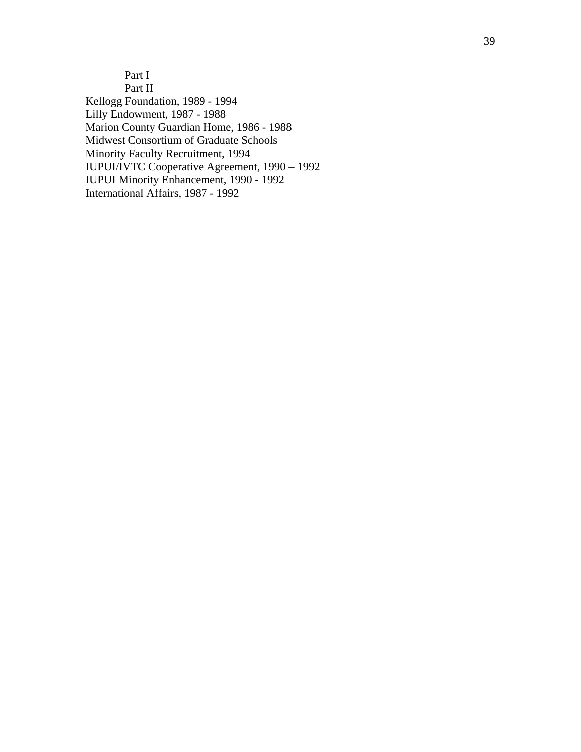Part I
Part II

Kellogg Foundation, 1989 - 1994
Lilly Endowment, 1987 - 1988
Marion County Guardian Home, 1986 - 1988
Midwest Consortium of Graduate Schools
Minority Faculty Recruitment, 1994
IUPUI/IVTC Cooperative Agreement, 1990 – 1992
IUPUI Minority Enhancement, 1990 - 1992
International Affairs, 1987 - 1992